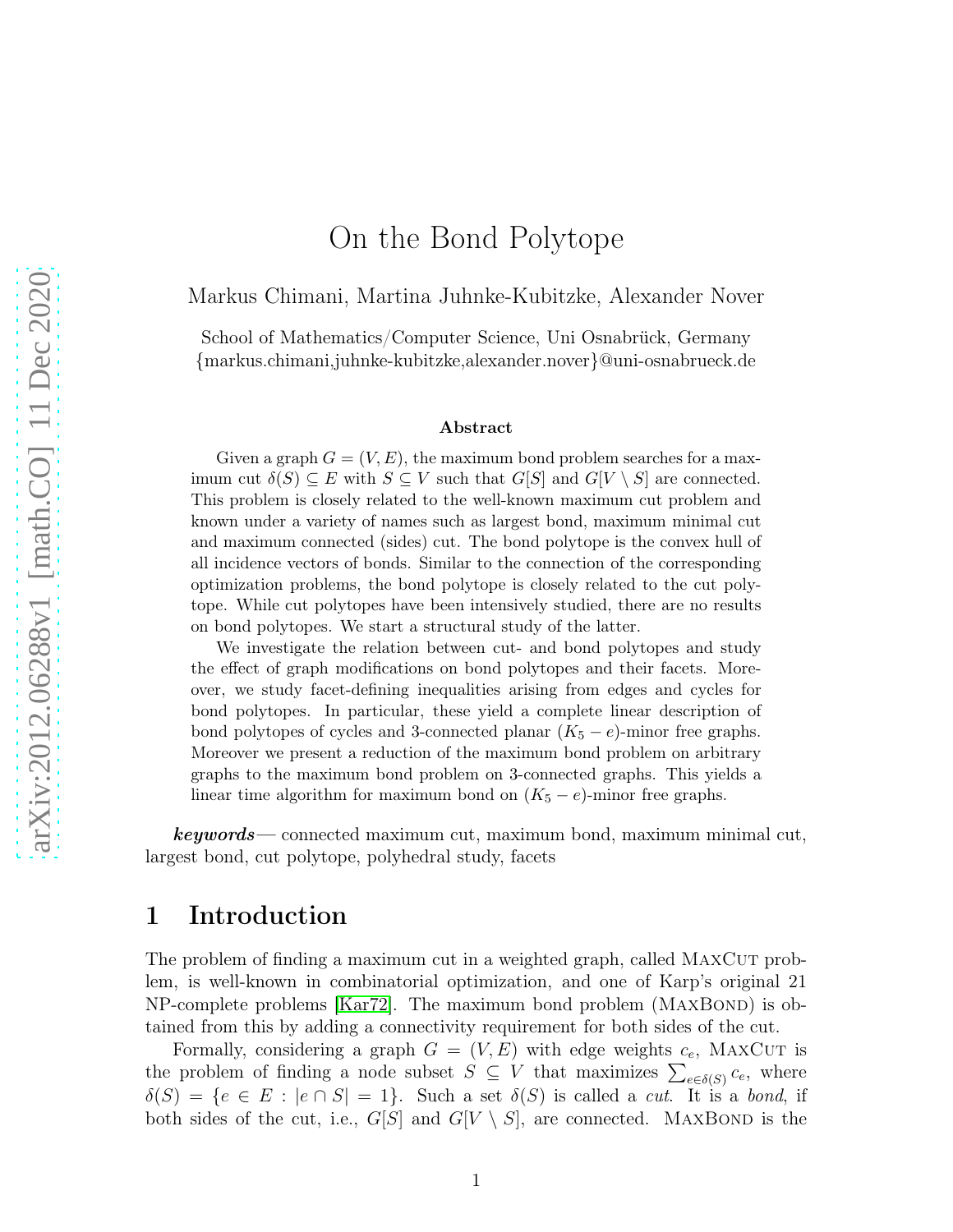# On the Bond Polytope

Markus Chimani, Martina Juhnke-Kubitzke, Alexander Nover

School of Mathematics/Computer Science, Uni Osnabrück, Germany
{markus.chimani,juhnke-kubitzke,alexander.nover}@uni-osnabrueck.de

### Abstract

Given a graph $G = (V, E)$, the maximum bond problem searches for a maximum cut $\delta(S) \subseteq E$ with $S \subseteq V$ such that $G[S]$ and $G[V \setminus S]$ are connected. This problem is closely related to the well-known maximum cut problem and known under a variety of names such as largest bond, maximum minimal cut and maximum connected (sides) cut. The bond polytope is the convex hull of all incidence vectors of bonds. Similar to the connection of the corresponding optimization problems, the bond polytope is closely related to the cut polytope. While cut polytopes have been intensively studied, there are no results on bond polytopes. We start a structural study of the latter.

We investigate the relation between cut- and bond polytopes and study the effect of graph modifications on bond polytopes and their facets. Moreover, we study facet-defining inequalities arising from edges and cycles for bond polytopes. In particular, these yield a complete linear description of bond polytopes of cycles and 3-connected planar $(K_5 - e)$-minor free graphs. Moreover we present a reduction of the maximum bond problem on arbitrary graphs to the maximum bond problem on 3-connected graphs. This yields a linear time algorithm for maximum bond on $(K_5 - e)$-minor free graphs.

***keywords***— connected maximum cut, maximum bond, maximum minimal cut, largest bond, cut polytope, polyhedral study, facets

## 1 Introduction

The problem of finding a maximum cut in a weighted graph, called MaxCut problem, is well-known in combinatorial optimization, and one of Karp's original 21 NP-complete problems [Kar72]. The maximum bond problem (MaxBond) is obtained from this by adding a connectivity requirement for both sides of the cut.

Formally, considering a graph $G = (V, E)$ with edge weights $c_e$, MaxCut is the problem of finding a node subset $S \subseteq V$ that maximizes $\sum_{e \in \delta(S)} c_e$, where $\delta(S) = \{e \in E : |e \cap S| = 1\}$. Such a set $\delta(S)$ is called a *cut*. It is a *bond*, if both sides of the cut, i.e., $G[S]$ and $G[V \setminus S]$, are connected. MaxBond is the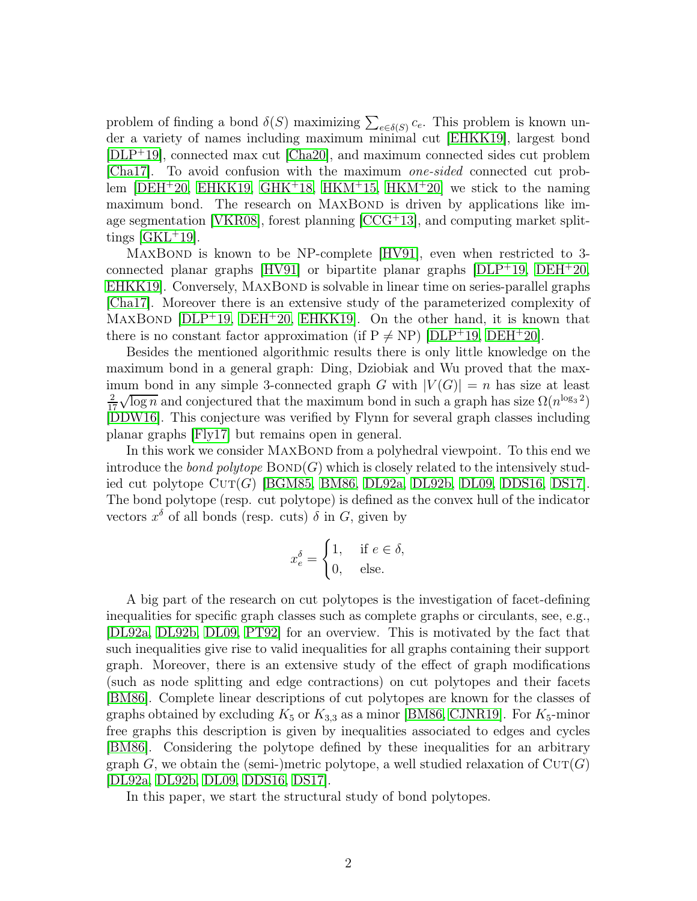problem of finding a bond $\delta(S)$ maximizing $\sum_{e\in\delta(S)} c_e$. This problem is known under a variety of names including maximum minimal cut [EHKK19], largest bond [DLP+19], connected max cut [Cha20], and maximum connected sides cut problem [Cha17]. To avoid confusion with the maximum *one-sided* connected cut problem [DEH+20, EHKK19, GHK+18, HKM+15, HKM+20] we stick to the naming maximum bond. The research on MaxBond is driven by applications like image segmentation [VKR08], forest planning [CCG+13], and computing market splittings [GKL+19].

MaxBond is known to be NP-complete [HV91], even when restricted to 3-connected planar graphs [HV91] or bipartite planar graphs [DLP+19, DEH+20, EHKK19]. Conversely, MaxBond is solvable in linear time on series-parallel graphs [Cha17]. Moreover there is an extensive study of the parameterized complexity of MaxBond [DLP+19, DEH+20, EHKK19]. On the other hand, it is known that there is no constant factor approximation (if P $\neq$ NP) [DLP+19, DEH+20].

Besides the mentioned algorithmic results there is only little knowledge on the maximum bond in a general graph: Ding, Dziobiak and Wu proved that the maximum bond in any simple 3-connected graph $G$ with $|V(G)| = n$ has size at least $\frac{2}{17}\sqrt{\log n}$ and conjectured that the maximum bond in such a graph has size $\Omega(n^{\log_3 2})$ [DDW16]. This conjecture was verified by Flynn for several graph classes including planar graphs [Fly17] but remains open in general.

In this work we consider MaxBond from a polyhedral viewpoint. To this end we introduce the *bond polytope* $\text{Bond}(G)$ which is closely related to the intensively studied cut polytope $\text{Cut}(G)$ [BGM85, BM86, DL92a, DL92b, DL09, DDS16, DS17]. The bond polytope (resp. cut polytope) is defined as the convex hull of the indicator vectors $x^\delta$ of all bonds (resp. cuts) $\delta$ in $G$, given by

$$x_e^\delta = \begin{cases} 1, & \text{if } e \in \delta, \\ 0, & \text{else.} \end{cases}$$

A big part of the research on cut polytopes is the investigation of facet-defining inequalities for specific graph classes such as complete graphs or circulants, see, e.g., [DL92a, DL92b, DL09, PT92] for an overview. This is motivated by the fact that such inequalities give rise to valid inequalities for all graphs containing their support graph. Moreover, there is an extensive study of the effect of graph modifications (such as node splitting and edge contractions) on cut polytopes and their facets [BM86]. Complete linear descriptions of cut polytopes are known for the classes of graphs obtained by excluding $K_5$ or $K_{3,3}$ as a minor [BM86, CJNR19]. For $K_5$-minor free graphs this description is given by inequalities associated to edges and cycles [BM86]. Considering the polytope defined by these inequalities for an arbitrary graph $G$, we obtain the (semi-)metric polytope, a well studied relaxation of $\text{Cut}(G)$ [DL92a, DL92b, DL09, DDS16, DS17].

In this paper, we start the structural study of bond polytopes.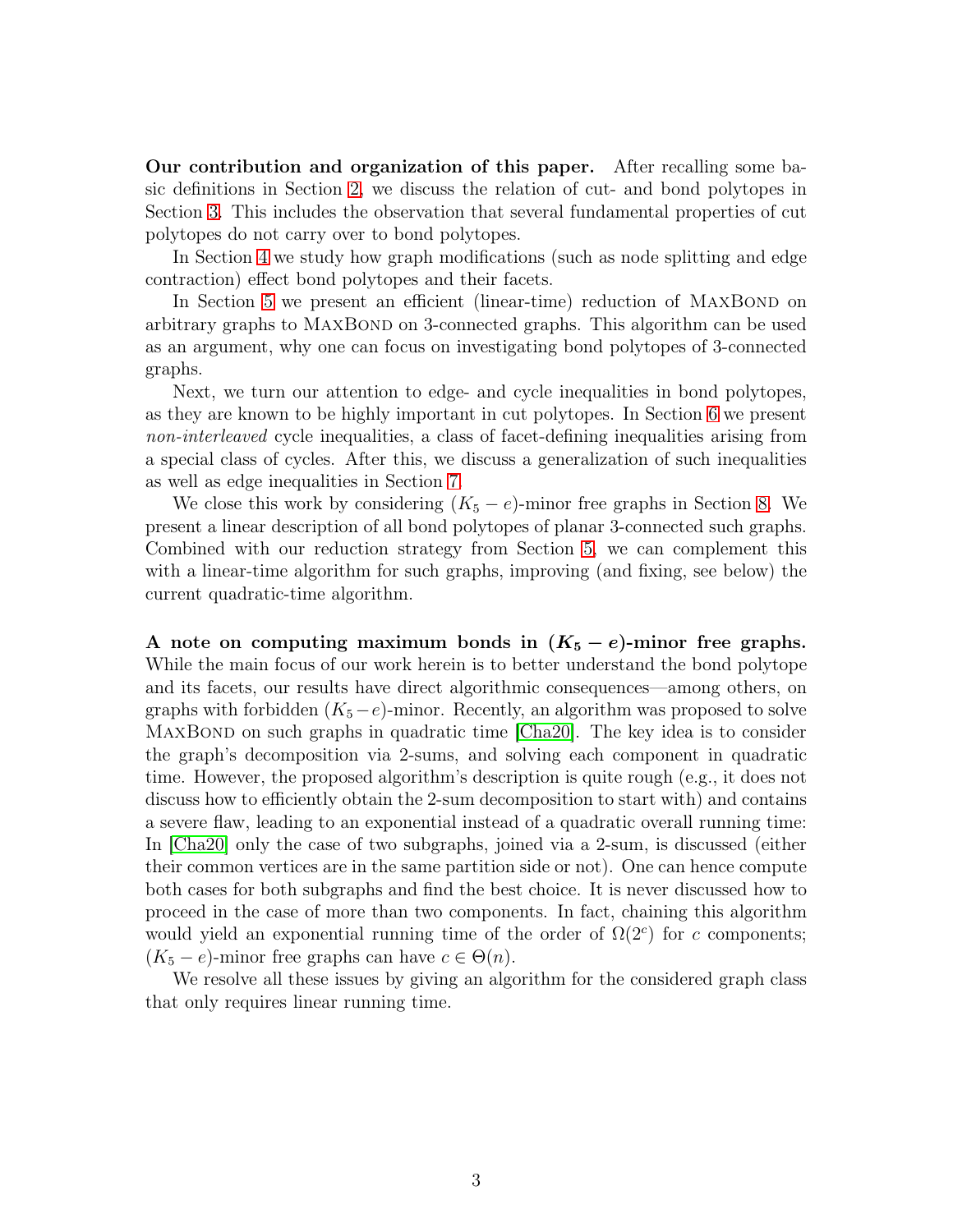**Our contribution and organization of this paper.** After recalling some basic definitions in Section 2, we discuss the relation of cut- and bond polytopes in Section 3. This includes the observation that several fundamental properties of cut polytopes do not carry over to bond polytopes.

In Section 4 we study how graph modifications (such as node splitting and edge contraction) effect bond polytopes and their facets.

In Section 5 we present an efficient (linear-time) reduction of MaxBond on arbitrary graphs to MaxBond on 3-connected graphs. This algorithm can be used as an argument, why one can focus on investigating bond polytopes of 3-connected graphs.

Next, we turn our attention to edge- and cycle inequalities in bond polytopes, as they are known to be highly important in cut polytopes. In Section 6 we present *non-interleaved* cycle inequalities, a class of facet-defining inequalities arising from a special class of cycles. After this, we discuss a generalization of such inequalities as well as edge inequalities in Section 7.

We close this work by considering $(K_5 - e)$-minor free graphs in Section 8. We present a linear description of all bond polytopes of planar 3-connected such graphs. Combined with our reduction strategy from Section 5, we can complement this with a linear-time algorithm for such graphs, improving (and fixing, see below) the current quadratic-time algorithm.

**A note on computing maximum bonds in $(K_5 - e)$-minor free graphs.** While the main focus of our work herein is to better understand the bond polytope and its facets, our results have direct algorithmic consequences—among others, on graphs with forbidden $(K_5 - e)$-minor. Recently, an algorithm was proposed to solve MaxBond on such graphs in quadratic time [Cha20]. The key idea is to consider the graph's decomposition via 2-sums, and solving each component in quadratic time. However, the proposed algorithm's description is quite rough (e.g., it does not discuss how to efficiently obtain the 2-sum decomposition to start with) and contains a severe flaw, leading to an exponential instead of a quadratic overall running time: In [Cha20] only the case of two subgraphs, joined via a 2-sum, is discussed (either their common vertices are in the same partition side or not). One can hence compute both cases for both subgraphs and find the best choice. It is never discussed how to proceed in the case of more than two components. In fact, chaining this algorithm would yield an exponential running time of the order of $\Omega(2^c)$ for $c$ components; $(K_5 - e)$-minor free graphs can have $c \in \Theta(n)$.

We resolve all these issues by giving an algorithm for the considered graph class that only requires linear running time.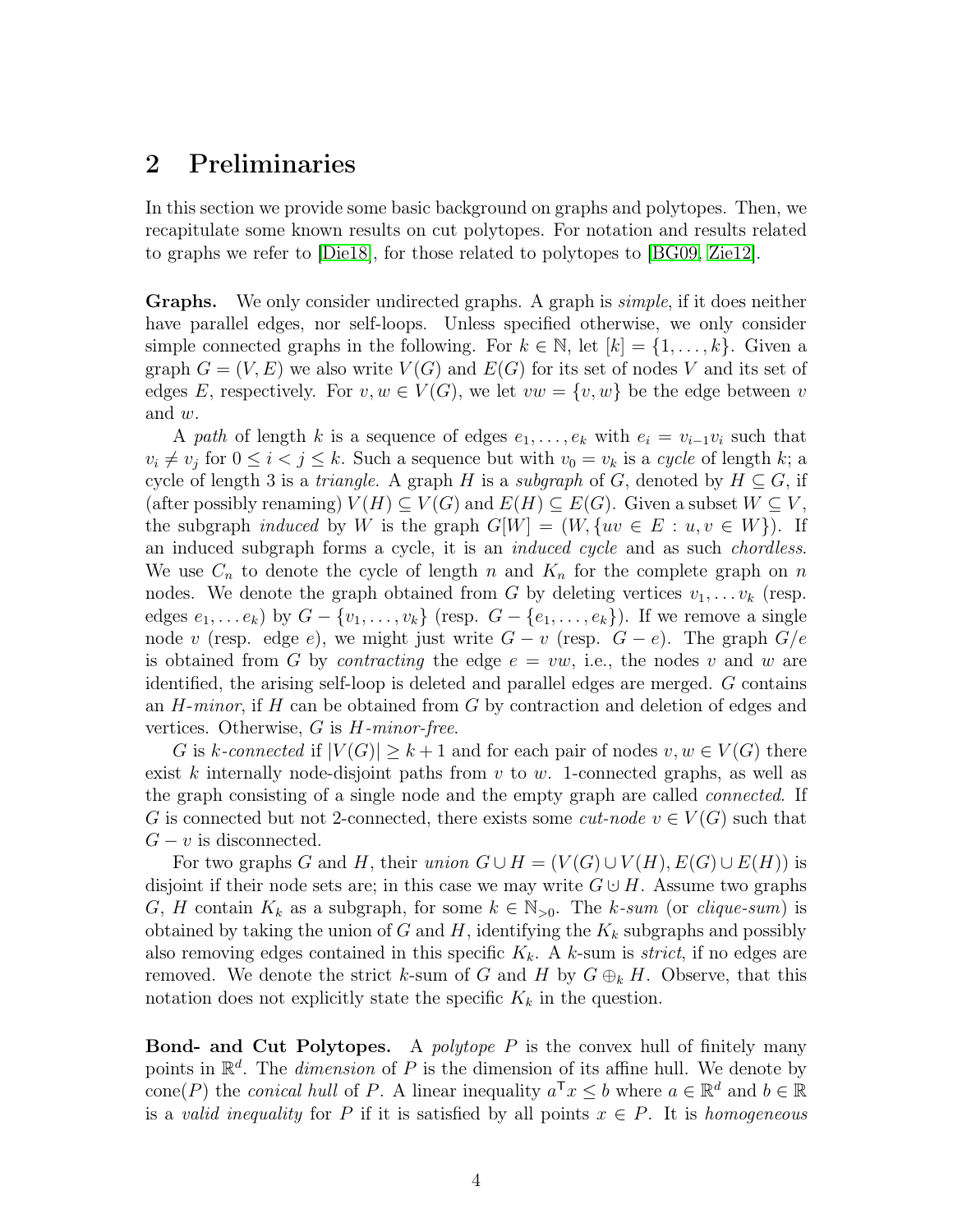## 2 Preliminaries

In this section we provide some basic background on graphs and polytopes. Then, we recapitulate some known results on cut polytopes. For notation and results related to graphs we refer to [Die18], for those related to polytopes to [BG09, Zie12].

**Graphs.** We only consider undirected graphs. A graph is *simple*, if it does neither have parallel edges, nor self-loops. Unless specified otherwise, we only consider simple connected graphs in the following. For $k \in \mathbb{N}$, let $[k] = \{1, \ldots, k\}$. Given a graph $G = (V, E)$ we also write $V(G)$ and $E(G)$ for its set of nodes $V$ and its set of edges $E$, respectively. For $v, w \in V(G)$, we let $vw = \{v, w\}$ be the edge between $v$ and $w$.

A *path* of length $k$ is a sequence of edges $e_1, \ldots, e_k$ with $e_i = v_{i-1}v_i$ such that $v_i \neq v_j$ for $0 \leq i < j \leq k$. Such a sequence but with $v_0 = v_k$ is a *cycle* of length $k$; a cycle of length 3 is a *triangle*. A graph $H$ is a *subgraph* of $G$, denoted by $H \subseteq G$, if (after possibly renaming) $V(H) \subseteq V(G)$ and $E(H) \subseteq E(G)$. Given a subset $W \subseteq V$, the subgraph *induced* by $W$ is the graph $G[W] = (W, \{uv \in E : u, v \in W\})$. If an induced subgraph forms a cycle, it is an *induced cycle* and as such *chordless*. We use $C_n$ to denote the cycle of length $n$ and $K_n$ for the complete graph on $n$ nodes. We denote the graph obtained from $G$ by deleting vertices $v_1, \ldots v_k$ (resp. edges $e_1, \ldots e_k$) by $G - \{v_1, \ldots, v_k\}$ (resp. $G - \{e_1, \ldots, e_k\}$). If we remove a single node $v$ (resp. edge $e$), we might just write $G - v$ (resp. $G - e$). The graph $G/e$ is obtained from $G$ by *contracting* the edge $e = vw$, i.e., the nodes $v$ and $w$ are identified, the arising self-loop is deleted and parallel edges are merged. $G$ contains an *$H$-minor*, if $H$ can be obtained from $G$ by contraction and deletion of edges and vertices. Otherwise, $G$ is *$H$-minor-free*.

$G$ is *$k$-connected* if $|V(G)| \geq k + 1$ and for each pair of nodes $v, w \in V(G)$ there exist $k$ internally node-disjoint paths from $v$ to $w$. 1-connected graphs, as well as the graph consisting of a single node and the empty graph are called *connected*. If $G$ is connected but not 2-connected, there exists some *cut-node* $v \in V(G)$ such that $G - v$ is disconnected.

For two graphs $G$ and $H$, their *union* $G \cup H = (V(G) \cup V(H), E(G) \cup E(H))$ is disjoint if their node sets are; in this case we may write $G \uplus H$. Assume two graphs $G$, $H$ contain $K_k$ as a subgraph, for some $k \in \mathbb{N}_{>0}$. The *$k$-sum* (or *clique-sum*) is obtained by taking the union of $G$ and $H$, identifying the $K_k$ subgraphs and possibly also removing edges contained in this specific $K_k$. A $k$-sum is *strict*, if no edges are removed. We denote the strict $k$-sum of $G$ and $H$ by $G \oplus_k H$. Observe, that this notation does not explicitly state the specific $K_k$ in the question.

**Bond- and Cut Polytopes.** A *polytope* $P$ is the convex hull of finitely many points in $\mathbb{R}^d$. The *dimension* of $P$ is the dimension of its affine hull. We denote by $\operatorname{cone}(P)$ the *conical hull* of $P$. A linear inequality $a^\intercal x \leq b$ where $a \in \mathbb{R}^d$ and $b \in \mathbb{R}$ is a *valid inequality* for $P$ if it is satisfied by all points $x \in P$. It is *homogeneous*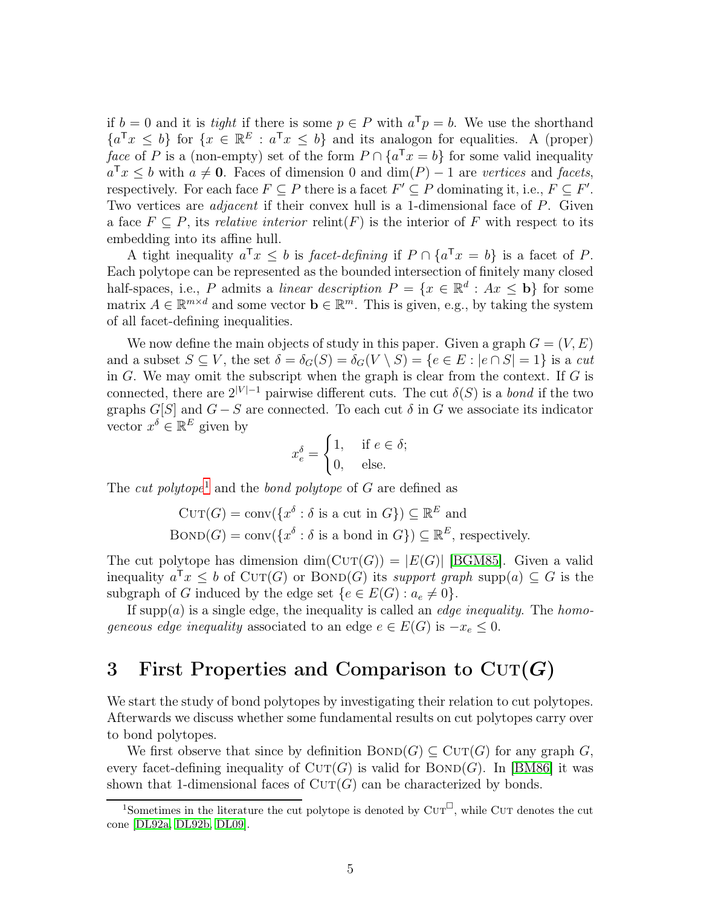if $b = 0$ and it is *tight* if there is some $p \in P$ with $a^\mathsf{T} p = b$. We use the shorthand $\{a^\mathsf{T} x \leq b\}$ for $\{x \in \mathbb{R}^E : a^\mathsf{T} x \leq b\}$ and its analogon for equalities. A (proper) *face* of $P$ is a (non-empty) set of the form $P \cap \{a^\mathsf{T} x = b\}$ for some valid inequality $a^\mathsf{T} x \leq b$ with $a \neq \mathbf{0}$. Faces of dimension 0 and $\dim(P) - 1$ are *vertices* and *facets*, respectively. For each face $F \subseteq P$ there is a facet $F' \subseteq P$ dominating it, i.e., $F \subseteq F'$. Two vertices are *adjacent* if their convex hull is a 1-dimensional face of $P$. Given a face $F \subseteq P$, its *relative interior* $\operatorname{relint}(F)$ is the interior of $F$ with respect to its embedding into its affine hull.

A tight inequality $a^\mathsf{T} x \leq b$ is *facet-defining* if $P \cap \{a^\mathsf{T} x = b\}$ is a facet of $P$. Each polytope can be represented as the bounded intersection of finitely many closed half-spaces, i.e., $P$ admits a *linear description* $P = \{x \in \mathbb{R}^d : Ax \leq \mathbf{b}\}$ for some matrix $A \in \mathbb{R}^{m \times d}$ and some vector $\mathbf{b} \in \mathbb{R}^m$. This is given, e.g., by taking the system of all facet-defining inequalities.

We now define the main objects of study in this paper. Given a graph $G = (V, E)$ and a subset $S \subseteq V$, the set $\delta = \delta_G(S) = \delta_G(V \setminus S) = \{e \in E : |e \cap S| = 1\}$ is a *cut* in $G$. We may omit the subscript when the graph is clear from the context. If $G$ is connected, there are $2^{|V|-1}$ pairwise different cuts. The cut $\delta(S)$ is a *bond* if the two graphs $G[S]$ and $G - S$ are connected. To each cut $\delta$ in $G$ we associate its indicator vector $x^\delta \in \mathbb{R}^E$ given by

$$x_e^\delta = \begin{cases} 1, & \text{if } e \in \delta; \\ 0, & \text{else.} \end{cases}$$

The *cut polytope*[1] and the *bond polytope* of $G$ are defined as

$$\begin{aligned} \textsc{Cut}(G) &= \operatorname{conv}(\{x^\delta : \delta \text{ is a cut in } G\}) \subseteq \mathbb{R}^E \text{ and} \\ \textsc{Bond}(G) &= \operatorname{conv}(\{x^\delta : \delta \text{ is a bond in } G\}) \subseteq \mathbb{R}^E, \text{ respectively.} \end{aligned}$$

The cut polytope has dimension $\dim(\textsc{Cut}(G)) = |E(G)|$ [BGM85]. Given a valid inequality $a^\mathsf{T} x \leq b$ of $\textsc{Cut}(G)$ or $\textsc{Bond}(G)$ its *support graph* $\operatorname{supp}(a) \subseteq G$ is the subgraph of $G$ induced by the edge set $\{e \in E(G) : a_e \neq 0\}$.

If $\operatorname{supp}(a)$ is a single edge, the inequality is called an *edge inequality*. The *homogeneous edge inequality* associated to an edge $e \in E(G)$ is $-x_e \leq 0$.

# 3 First Properties and Comparison to $\textsc{Cut}(G)$

We start the study of bond polytopes by investigating their relation to cut polytopes. Afterwards we discuss whether some fundamental results on cut polytopes carry over to bond polytopes.

We first observe that since by definition $\textsc{Bond}(G) \subseteq \textsc{Cut}(G)$ for any graph $G$, every facet-defining inequality of $\textsc{Cut}(G)$ is valid for $\textsc{Bond}(G)$. In [BM86] it was shown that 1-dimensional faces of $\textsc{Cut}(G)$ can be characterized by bonds.

[1] Sometimes in the literature the cut polytope is denoted by $\textsc{Cut}^\square$, while $\textsc{Cut}$ denotes the cut cone [DL92a, DL92b, DL09].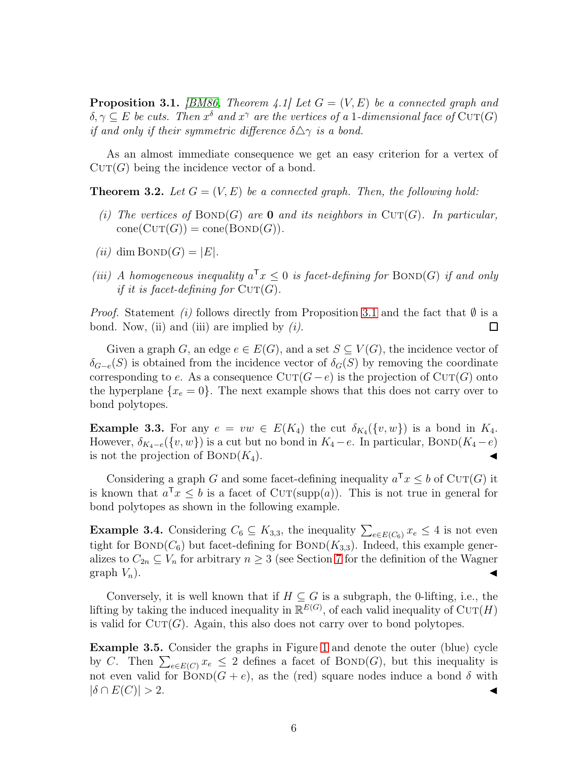**Proposition 3.1.** *[BM86, Theorem 4.1] Let $G = (V, E)$ be a connected graph and $\delta, \gamma \subseteq E$ be cuts. Then $x^\delta$ and $x^\gamma$ are the vertices of a 1-dimensional face of* $\text{Cut}(G)$ *if and only if their symmetric difference $\delta \triangle \gamma$ is a bond.*

As an almost immediate consequence we get an easy criterion for a vertex of $\text{Cut}(G)$ being the incidence vector of a bond.

**Theorem 3.2.** *Let $G = (V, E)$ be a connected graph. Then, the following hold:*

*(i) The vertices of* $\text{Bond}(G)$ *are* $\mathbf{0}$ *and its neighbors in* $\text{Cut}(G)$*. In particular,* $\text{cone}(\text{Cut}(G)) = \text{cone}(\text{Bond}(G))$.

*(ii)* $\dim \text{Bond}(G) = |E|$.

*(iii) A homogeneous inequality $a^\mathsf{T} x \leq 0$ is facet-defining for* $\text{Bond}(G)$ *if and only if it is facet-defining for* $\text{Cut}(G)$.

*Proof.* Statement *(i)* follows directly from Proposition 3.1 and the fact that $\emptyset$ is a bond. Now, (ii) and (iii) are implied by *(i)*. ◻

Given a graph $G$, an edge $e \in E(G)$, and a set $S \subseteq V(G)$, the incidence vector of $\delta_{G-e}(S)$ is obtained from the incidence vector of $\delta_G(S)$ by removing the coordinate corresponding to $e$. As a consequence $\text{Cut}(G - e)$ is the projection of $\text{Cut}(G)$ onto the hyperplane $\{x_e = 0\}$. The next example shows that this does not carry over to bond polytopes.

**Example 3.3.** For any $e = vw \in E(K_4)$ the cut $\delta_{K_4}(\{v, w\})$ is a bond in $K_4$. However, $\delta_{K_4 - e}(\{v, w\})$ is a cut but no bond in $K_4 - e$. In particular, $\text{Bond}(K_4 - e)$ is not the projection of $\text{Bond}(K_4)$. ◀

Considering a graph $G$ and some facet-defining inequality $a^\mathsf{T} x \leq b$ of $\text{Cut}(G)$ it is known that $a^\mathsf{T} x \leq b$ is a facet of $\text{Cut}(\text{supp}(a))$. This is not true in general for bond polytopes as shown in the following example.

**Example 3.4.** Considering $C_6 \subseteq K_{3,3}$, the inequality $\sum_{e \in E(C_6)} x_e \leq 4$ is not even tight for $\text{Bond}(C_6)$ but facet-defining for $\text{Bond}(K_{3,3})$. Indeed, this example generalizes to $C_{2n} \subseteq V_n$ for arbitrary $n \geq 3$ (see Section 7 for the definition of the Wagner graph $V_n$). ◀

Conversely, it is well known that if $H \subseteq G$ is a subgraph, the 0-lifting, i.e., the lifting by taking the induced inequality in $\mathbb{R}^{E(G)}$, of each valid inequality of $\text{Cut}(H)$ is valid for $\text{Cut}(G)$. Again, this also does not carry over to bond polytopes.

**Example 3.5.** Consider the graphs in Figure 1 and denote the outer (blue) cycle by $C$. Then $\sum_{e \in E(C)} x_e \leq 2$ defines a facet of $\text{Bond}(G)$, but this inequality is not even valid for $\text{Bond}(G + e)$, as the (red) square nodes induce a bond $\delta$ with $|\delta \cap E(C)| > 2$. ◀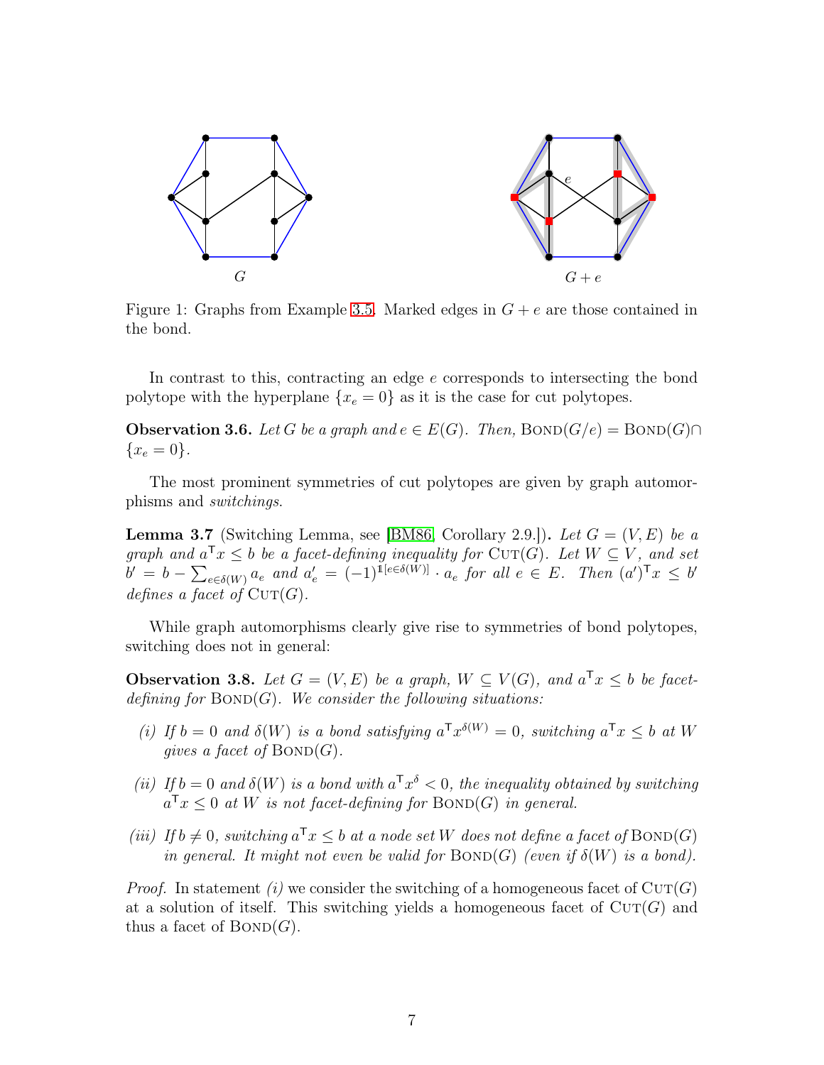Figure 1: Graphs from Example 3.5. Marked edges in $G + e$ are those contained in the bond.

In contrast to this, contracting an edge $e$ corresponds to intersecting the bond polytope with the hyperplane $\{x_e = 0\}$ as it is the case for cut polytopes.

**Observation 3.6.** *Let $G$ be a graph and $e \in E(G)$. Then,* $\text{BOND}(G/e) = \text{BOND}(G) \cap \{x_e = 0\}$.

The most prominent symmetries of cut polytopes are given by graph automorphisms and *switchings*.

**Lemma 3.7** (Switching Lemma, see [BM86, Corollary 2.9.])**.** *Let $G = (V, E)$ be a graph and $a^\mathsf{T} x \leq b$ be a facet-defining inequality for* $\text{CUT}(G)$. *Let $W \subseteq V$, and set $b' = b - \sum_{e \in \delta(W)} a_e$ and $a'_e = (-1)^{\mathbb{1}[e \in \delta(W)]} \cdot a_e$ for all $e \in E$. Then $(a')^\mathsf{T} x \leq b'$ defines a facet of* $\text{CUT}(G)$.

While graph automorphisms clearly give rise to symmetries of bond polytopes, switching does not in general:

**Observation 3.8.** *Let $G = (V, E)$ be a graph, $W \subseteq V(G)$, and $a^\mathsf{T} x \leq b$ be facet-defining for* $\text{BOND}(G)$. *We consider the following situations:*

*(i) If $b = 0$ and $\delta(W)$ is a bond satisfying $a^\mathsf{T} x^{\delta(W)} = 0$, switching $a^\mathsf{T} x \leq b$ at $W$ gives a facet of* $\text{BOND}(G)$.

*(ii) If $b = 0$ and $\delta(W)$ is a bond with $a^\mathsf{T} x^\delta < 0$, the inequality obtained by switching $a^\mathsf{T} x \leq 0$ at $W$ is not facet-defining for* $\text{BOND}(G)$ *in general.*

*(iii) If $b \neq 0$, switching $a^\mathsf{T} x \leq b$ at a node set $W$ does not define a facet of* $\text{BOND}(G)$ *in general. It might not even be valid for* $\text{BOND}(G)$ *(even if $\delta(W)$ is a bond).*

*Proof.* In statement *(i)* we consider the switching of a homogeneous facet of $\text{CUT}(G)$ at a solution of itself. This switching yields a homogeneous facet of $\text{CUT}(G)$ and thus a facet of $\text{BOND}(G)$.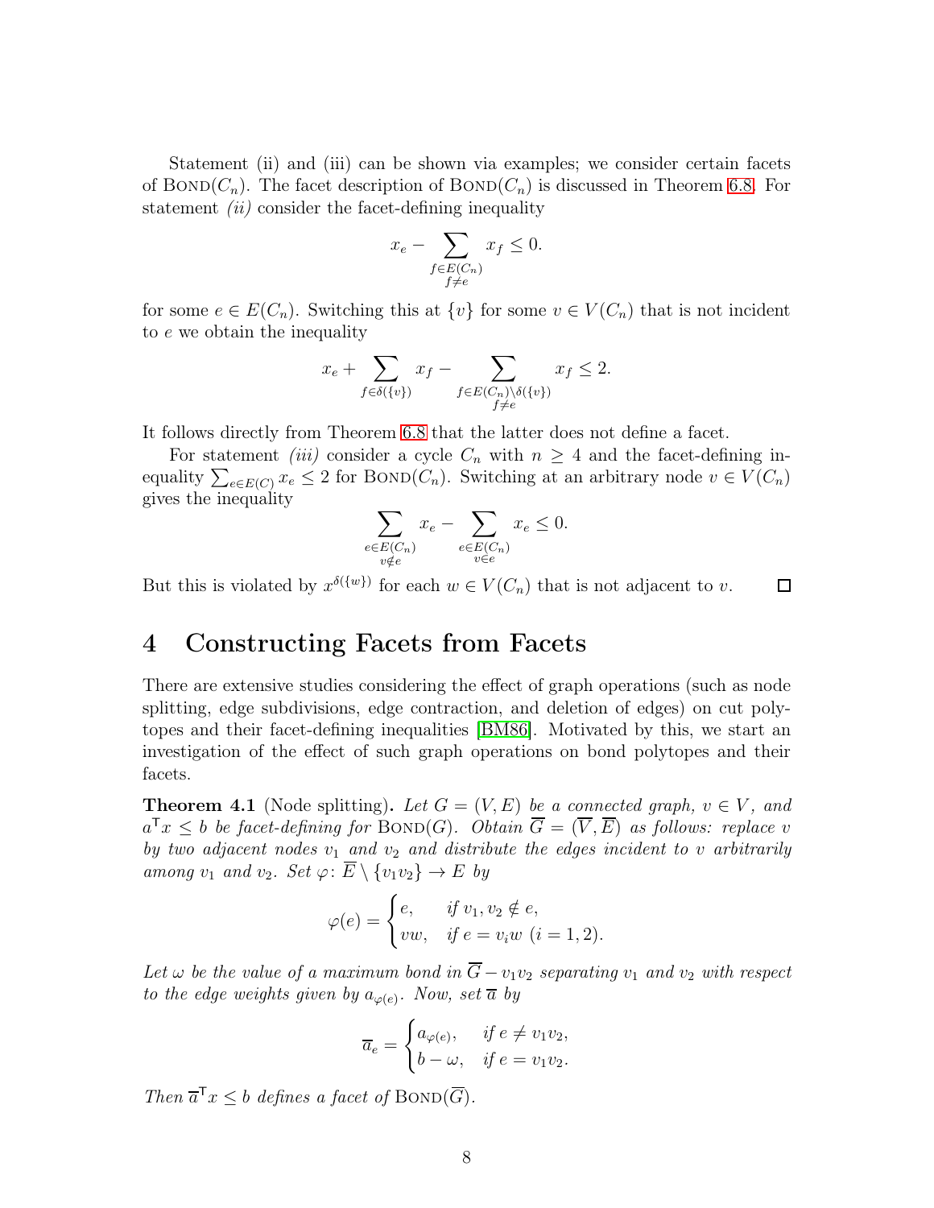Statement (ii) and (iii) can be shown via examples; we consider certain facets of $\textsc{Bond}(C_n)$. The facet description of $\textsc{Bond}(C_n)$ is discussed in Theorem 6.8. For statement *(ii)* consider the facet-defining inequality

$$x_e - \sum_{\substack{f \in E(C_n) \\ f \neq e}} x_f \leq 0.$$

for some $e \in E(C_n)$. Switching this at $\{v\}$ for some $v \in V(C_n)$ that is not incident to $e$ we obtain the inequality

$$x_e + \sum_{f \in \delta(\{v\})} x_f - \sum_{\substack{f \in E(C_n) \setminus \delta(\{v\}) \\ f \neq e}} x_f \leq 2.$$

It follows directly from Theorem 6.8 that the latter does not define a facet.

For statement *(iii)* consider a cycle $C_n$ with $n \geq 4$ and the facet-defining inequality $\sum_{e \in E(C)} x_e \leq 2$ for $\textsc{Bond}(C_n)$. Switching at an arbitrary node $v \in V(C_n)$ gives the inequality

$$\sum_{\substack{e \in E(C_n) \\ v \notin e}} x_e - \sum_{\substack{e \in E(C_n) \\ v \in e}} x_e \leq 0.$$

But this is violated by $x^{\delta(\{w\})}$ for each $w \in V(C_n)$ that is not adjacent to $v$. $\square$

# 4 Constructing Facets from Facets

There are extensive studies considering the effect of graph operations (such as node splitting, edge subdivisions, edge contraction, and deletion of edges) on cut polytopes and their facet-defining inequalities [BM86]. Motivated by this, we start an investigation of the effect of such graph operations on bond polytopes and their facets.

**Theorem 4.1** (Node splitting)**.** *Let $G = (V, E)$ be a connected graph, $v \in V$, and $a^\mathsf{T} x \leq b$ be facet-defining for $\textsc{Bond}(G)$. Obtain $\overline{G} = (\overline{V}, \overline{E})$ as follows: replace $v$ by two adjacent nodes $v_1$ and $v_2$ and distribute the edges incident to $v$ arbitrarily among $v_1$ and $v_2$. Set $\varphi\colon \overline{E} \setminus \{v_1 v_2\} \to E$ by*

$$\varphi(e) = \begin{cases} e, & \text{if } v_1, v_2 \notin e, \\ vw, & \text{if } e = v_i w \ (i = 1, 2). \end{cases}$$

*Let $\omega$ be the value of a maximum bond in $\overline{G} - v_1 v_2$ separating $v_1$ and $v_2$ with respect to the edge weights given by $a_{\varphi(e)}$. Now, set $\overline{a}$ by*

$$\overline{a}_e = \begin{cases} a_{\varphi(e)}, & \text{if } e \neq v_1 v_2, \\ b - \omega, & \text{if } e = v_1 v_2. \end{cases}$$

*Then $\overline{a}^\mathsf{T} x \leq b$ defines a facet of $\textsc{Bond}(\overline{G})$.*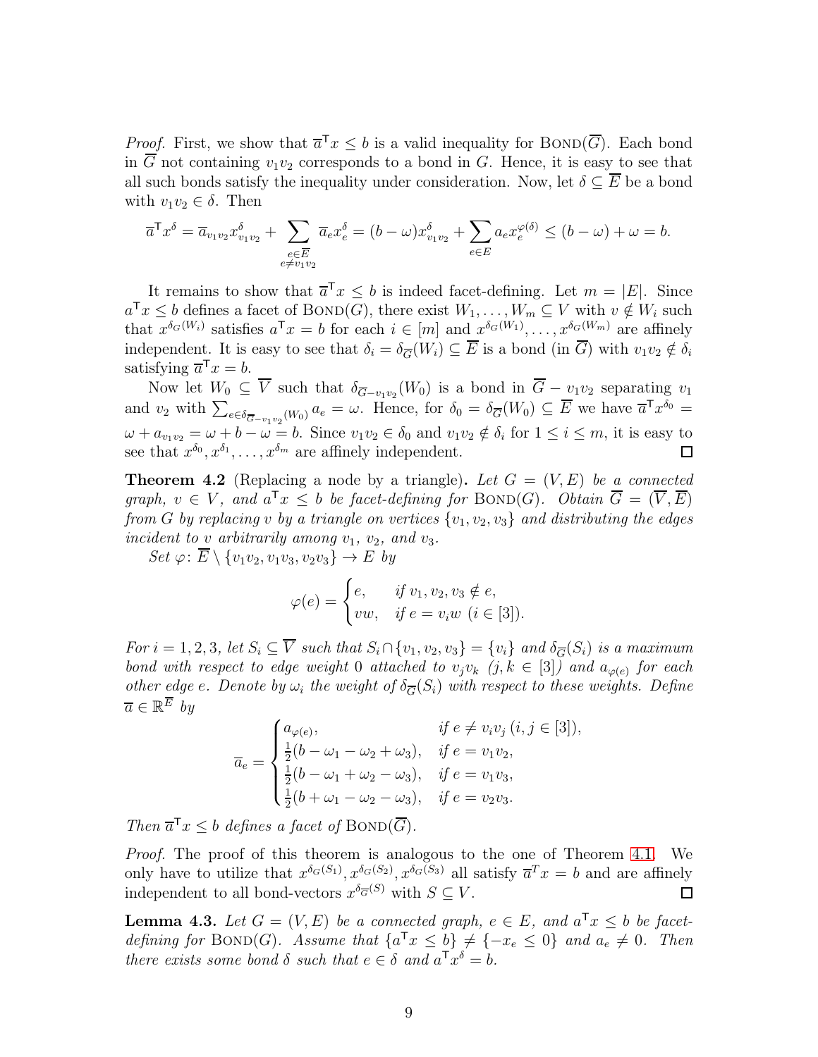*Proof.* First, we show that $\overline{a}^\mathsf{T} x \leq b$ is a valid inequality for $\text{BOND}(\overline{G})$. Each bond in $\overline{G}$ not containing $v_1v_2$ corresponds to a bond in $G$. Hence, it is easy to see that all such bonds satisfy the inequality under consideration. Now, let $\delta \subseteq \overline{E}$ be a bond with $v_1v_2 \in \delta$. Then

$$\overline{a}^\mathsf{T} x^\delta = \overline{a}_{v_1v_2} x^\delta_{v_1v_2} + \sum_{\substack{e \in \overline{E} \\ e \neq v_1v_2}} \overline{a}_e x^\delta_e = (b - \omega) x^\delta_{v_1v_2} + \sum_{e \in E} a_e x^{\varphi(\delta)}_e \leq (b - \omega) + \omega = b.$$

It remains to show that $\overline{a}^\mathsf{T} x \leq b$ is indeed facet-defining. Let $m = |E|$. Since $a^\mathsf{T} x \leq b$ defines a facet of $\text{BOND}(G)$, there exist $W_1, \ldots, W_m \subseteq V$ with $v \notin W_i$ such that $x^{\delta_G(W_i)}$ satisfies $a^\mathsf{T} x = b$ for each $i \in [m]$ and $x^{\delta_G(W_1)}, \ldots, x^{\delta_G(W_m)}$ are affinely independent. It is easy to see that $\delta_i = \delta_{\overline{G}}(W_i) \subseteq \overline{E}$ is a bond (in $\overline{G}$) with $v_1v_2 \notin \delta_i$ satisfying $\overline{a}^\mathsf{T} x = b$.

Now let $W_0 \subseteq \overline{V}$ such that $\delta_{\overline{G}-v_1v_2}(W_0)$ is a bond in $\overline{G} - v_1v_2$ separating $v_1$ and $v_2$ with $\sum_{e \in \delta_{\overline{G}-v_1v_2}(W_0)} a_e = \omega$. Hence, for $\delta_0 = \delta_{\overline{G}}(W_0) \subseteq \overline{E}$ we have $\overline{a}^\mathsf{T} x^{\delta_0} = \omega + a_{v_1v_2} = \omega + b - \omega = b$. Since $v_1v_2 \in \delta_0$ and $v_1v_2 \notin \delta_i$ for $1 \leq i \leq m$, it is easy to see that $x^{\delta_0}, x^{\delta_1}, \ldots, x^{\delta_m}$ are affinely independent. $\square$

**Theorem 4.2** (Replacing a node by a triangle)**.** *Let $G = (V, E)$ be a connected graph, $v \in V$, and $a^\mathsf{T} x \leq b$ be facet-defining for $\text{BOND}(G)$. Obtain $\overline{G} = (\overline{V}, \overline{E})$ from $G$ by replacing $v$ by a triangle on vertices $\{v_1, v_2, v_3\}$ and distributing the edges incident to $v$ arbitrarily among $v_1$, $v_2$, and $v_3$.*

*Set $\varphi \colon \overline{E} \setminus \{v_1v_2, v_1v_3, v_2v_3\} \to E$ by*

$$\varphi(e) = \begin{cases} e, & \text{if } v_1, v_2, v_3 \notin e, \\ vw, & \text{if } e = v_iw \ (i \in [3]). \end{cases}$$

*For $i = 1, 2, 3$, let $S_i \subseteq \overline{V}$ such that $S_i \cap \{v_1, v_2, v_3\} = \{v_i\}$ and $\delta_{\overline{G}}(S_i)$ is a maximum bond with respect to edge weight 0 attached to $v_jv_k$ ($j, k \in [3]$) and $a_{\varphi(e)}$ for each other edge $e$. Denote by $\omega_i$ the weight of $\delta_{\overline{G}}(S_i)$ with respect to these weights. Define $\overline{a} \in \mathbb{R}^{\overline{E}}$ by*

$$\overline{a}_e = \begin{cases} a_{\varphi(e)}, & \text{if } e \neq v_iv_j \ (i, j \in [3]), \\ \frac{1}{2}(b - \omega_1 - \omega_2 + \omega_3), & \text{if } e = v_1v_2, \\ \frac{1}{2}(b - \omega_1 + \omega_2 - \omega_3), & \text{if } e = v_1v_3, \\ \frac{1}{2}(b + \omega_1 - \omega_2 - \omega_3), & \text{if } e = v_2v_3. \end{cases}$$

*Then $\overline{a}^\mathsf{T} x \leq b$ defines a facet of $\text{BOND}(\overline{G})$.*

*Proof.* The proof of this theorem is analogous to the one of Theorem 4.1. We only have to utilize that $x^{\delta_G(S_1)}, x^{\delta_G(S_2)}, x^{\delta_G(S_3)}$ all satisfy $\overline{a}^T x = b$ and are affinely independent to all bond-vectors $x^{\delta_{\overline{G}}(S)}$ with $S \subseteq V$. $\square$

**Lemma 4.3.** *Let $G = (V, E)$ be a connected graph, $e \in E$, and $a^\mathsf{T} x \leq b$ be facet-defining for $\text{BOND}(G)$. Assume that $\{a^\mathsf{T} x \leq b\} \neq \{-x_e \leq 0\}$ and $a_e \neq 0$. Then there exists some bond $\delta$ such that $e \in \delta$ and $a^\mathsf{T} x^\delta = b$.*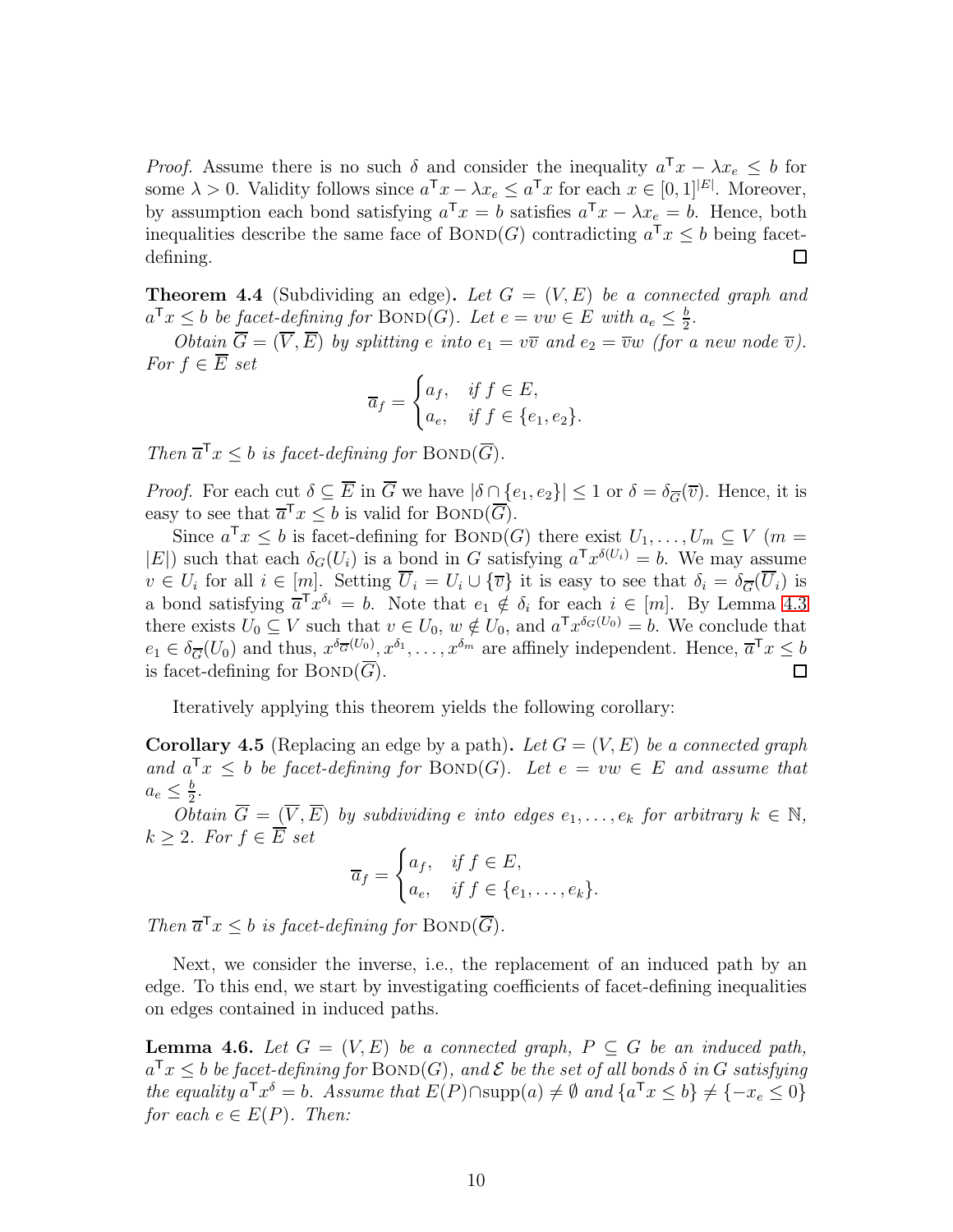*Proof.* Assume there is no such $\delta$ and consider the inequality $a^\mathsf{T}x - \lambda x_e \le b$ for some $\lambda > 0$. Validity follows since $a^\mathsf{T}x - \lambda x_e \le a^\mathsf{T}x$ for each $x \in [0,1]^{|E|}$. Moreover, by assumption each bond satisfying $a^\mathsf{T}x = b$ satisfies $a^\mathsf{T}x - \lambda x_e = b$. Hence, both inequalities describe the same face of $\textsc{Bond}(G)$ contradicting $a^\mathsf{T}x \le b$ being facet-defining. ◻

**Theorem 4.4** (Subdividing an edge)**.** *Let $G = (V, E)$ be a connected graph and $a^\mathsf{T}x \le b$ be facet-defining for $\textsc{Bond}(G)$. Let $e = vw \in E$ with $a_e \le \frac{b}{2}$.*

*Obtain $\overline{G} = (\overline{V}, \overline{E})$ by splitting $e$ into $e_1 = v\overline{v}$ and $e_2 = \overline{v}w$ (for a new node $\overline{v}$). For $f \in \overline{E}$ set*

$$\overline{a}_f = \begin{cases} a_f, & \text{if } f \in E, \\ a_e, & \text{if } f \in \{e_1, e_2\}. \end{cases}$$

*Then $\overline{a}^\mathsf{T}x \le b$ is facet-defining for $\textsc{Bond}(\overline{G})$.*

*Proof.* For each cut $\delta \subseteq \overline{E}$ in $\overline{G}$ we have $|\delta \cap \{e_1, e_2\}| \le 1$ or $\delta = \delta_{\overline{G}}(\overline{v})$. Hence, it is easy to see that $\overline{a}^\mathsf{T}x \le b$ is valid for $\textsc{Bond}(\overline{G})$.

Since $a^\mathsf{T}x \le b$ is facet-defining for $\textsc{Bond}(G)$ there exist $U_1, \dots, U_m \subseteq V$ ($m = |E|$) such that each $\delta_G(U_i)$ is a bond in $G$ satisfying $a^\mathsf{T}x^{\delta(U_i)} = b$. We may assume $v \in U_i$ for all $i \in [m]$. Setting $\overline{U}_i = U_i \cup \{\overline{v}\}$ it is easy to see that $\delta_i = \delta_{\overline{G}}(\overline{U}_i)$ is a bond satisfying $\overline{a}^\mathsf{T}x^{\delta_i} = b$. Note that $e_1 \notin \delta_i$ for each $i \in [m]$. By Lemma 4.3 there exists $U_0 \subseteq V$ such that $v \in U_0$, $w \notin U_0$, and $a^\mathsf{T}x^{\delta_G(U_0)} = b$. We conclude that $e_1 \in \delta_{\overline{G}}(U_0)$ and thus, $x^{\delta_{\overline{G}}(U_0)}, x^{\delta_1}, \dots, x^{\delta_m}$ are affinely independent. Hence, $\overline{a}^\mathsf{T}x \le b$ is facet-defining for $\textsc{Bond}(\overline{G})$. ◻

Iteratively applying this theorem yields the following corollary:

**Corollary 4.5** (Replacing an edge by a path)**.** *Let $G = (V, E)$ be a connected graph and $a^\mathsf{T}x \le b$ be facet-defining for $\textsc{Bond}(G)$. Let $e = vw \in E$ and assume that $a_e \le \frac{b}{2}$.*

*Obtain $\overline{G} = (\overline{V}, \overline{E})$ by subdividing $e$ into edges $e_1, \dots, e_k$ for arbitrary $k \in \mathbb{N}$, $k \ge 2$. For $f \in \overline{E}$ set*

$$\overline{a}_f = \begin{cases} a_f, & \text{if } f \in E, \\ a_e, & \text{if } f \in \{e_1, \dots, e_k\}. \end{cases}$$

*Then $\overline{a}^\mathsf{T}x \le b$ is facet-defining for $\textsc{Bond}(\overline{G})$.*

Next, we consider the inverse, i.e., the replacement of an induced path by an edge. To this end, we start by investigating coefficients of facet-defining inequalities on edges contained in induced paths.

**Lemma 4.6.** *Let $G = (V, E)$ be a connected graph, $P \subseteq G$ be an induced path, $a^\mathsf{T}x \le b$ be facet-defining for $\textsc{Bond}(G)$, and $\mathcal{E}$ be the set of all bonds $\delta$ in $G$ satisfying the equality $a^\mathsf{T}x^\delta = b$. Assume that $E(P) \cap \operatorname{supp}(a) \neq \emptyset$ and $\{a^\mathsf{T}x \le b\} \neq \{-x_e \le 0\}$ for each $e \in E(P)$. Then:*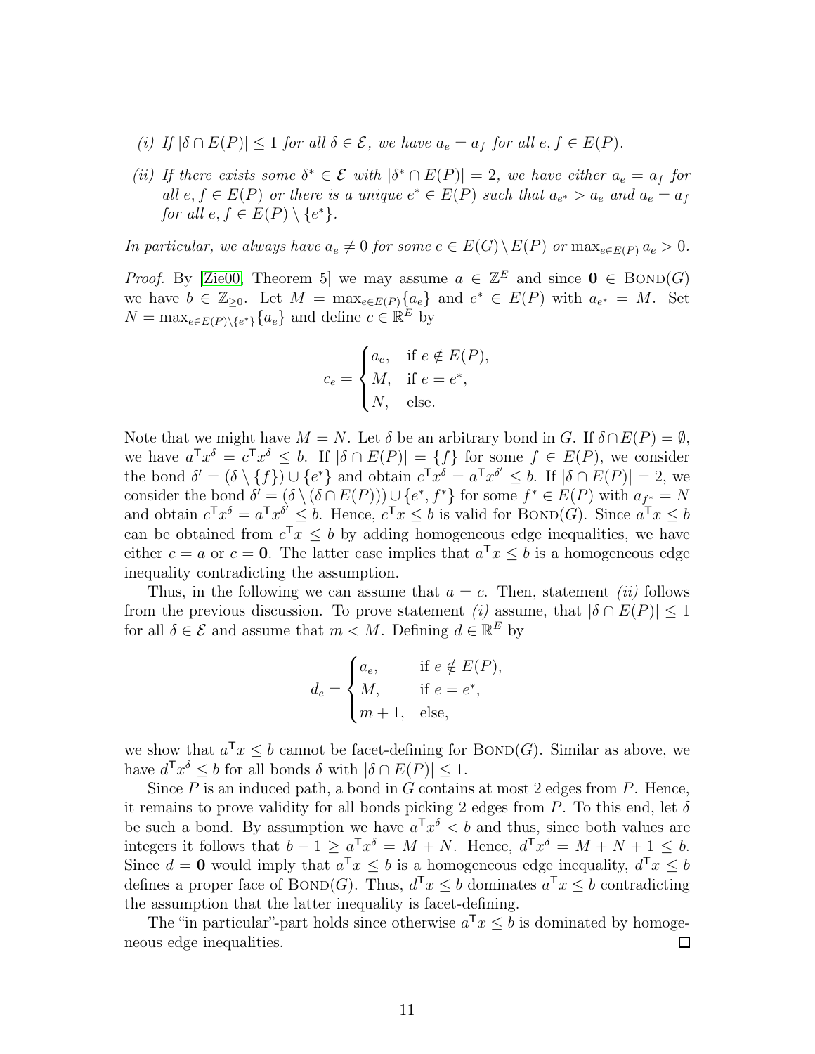*(i) If $|\delta \cap E(P)| \leq 1$ for all $\delta \in \mathcal{E}$, we have $a_e = a_f$ for all $e, f \in E(P)$.*

*(ii) If there exists some $\delta^* \in \mathcal{E}$ with $|\delta^* \cap E(P)| = 2$, we have either $a_e = a_f$ for all $e, f \in E(P)$ or there is a unique $e^* \in E(P)$ such that $a_{e^*} > a_e$ and $a_e = a_f$ for all $e, f \in E(P) \setminus \{e^*\}$.*

*In particular, we always have $a_e \neq 0$ for some $e \in E(G) \setminus E(P)$ or $\max_{e \in E(P)} a_e > 0$.*

*Proof.* By [Zie00, Theorem 5] we may assume $a \in \mathbb{Z}^E$ and since $\mathbf{0} \in \text{Bond}(G)$ we have $b \in \mathbb{Z}_{\geq 0}$. Let $M = \max_{e \in E(P)}\{a_e\}$ and $e^* \in E(P)$ with $a_{e^*} = M$. Set $N = \max_{e \in E(P) \setminus \{e^*\}}\{a_e\}$ and define $c \in \mathbb{R}^E$ by

$$c_e = \begin{cases} a_e, & \text{if } e \notin E(P), \\ M, & \text{if } e = e^*, \\ N, & \text{else.} \end{cases}$$

Note that we might have $M = N$. Let $\delta$ be an arbitrary bond in $G$. If $\delta \cap E(P) = \emptyset$, we have $a^\mathsf{T} x^\delta = c^\mathsf{T} x^\delta \leq b$. If $|\delta \cap E(P)| = \{f\}$ for some $f \in E(P)$, we consider the bond $\delta' = (\delta \setminus \{f\}) \cup \{e^*\}$ and obtain $c^\mathsf{T} x^\delta = a^\mathsf{T} x^{\delta'} \leq b$. If $|\delta \cap E(P)| = 2$, we consider the bond $\delta' = (\delta \setminus (\delta \cap E(P))) \cup \{e^*, f^*\}$ for $f^* \in E(P)$ with $a_{f^*} = N$ and obtain $c^\mathsf{T} x^\delta = a^\mathsf{T} x^{\delta'} \leq b$. Hence, $c^\mathsf{T} x \leq b$ is valid for $\text{Bond}(G)$. Since $a^\mathsf{T} x \leq b$ can be obtained from $c^\mathsf{T} x \leq b$ by adding homogeneous edge inequalities, we have either $c = a$ or $c = \mathbf{0}$. The latter case implies that $a^\mathsf{T} x \leq b$ is a homogeneous edge inequality contradicting the assumption.

Thus, in the following we can assume that $a = c$. Then, statement *(ii)* follows from the previous discussion. To prove statement *(i)* assume, that $|\delta \cap E(P)| \leq 1$ for all $\delta \in \mathcal{E}$ and assume that $m < M$. Defining $d \in \mathbb{R}^E$ by

$$d_e = \begin{cases} a_e, & \text{if } e \notin E(P), \\ M, & \text{if } e = e^*, \\ m+1, & \text{else,} \end{cases}$$

we show that $a^\mathsf{T} x \leq b$ cannot be facet-defining for $\text{Bond}(G)$. Similar as above, we have $d^\mathsf{T} x^\delta \leq b$ for all bonds $\delta$ with $|\delta \cap E(P)| \leq 1$.

Since $P$ is an induced path, a bond in $G$ contains at most 2 edges from $P$. Hence, it remains to prove validity for all bonds picking 2 edges from $P$. To this end, let $\delta$ be such a bond. By assumption we have $a^\mathsf{T} x^\delta < b$ and thus, since both values are integers it follows that $b - 1 \geq a^\mathsf{T} x^\delta = M + N$. Hence, $d^\mathsf{T} x^\delta = M + N + 1 \leq b$. Since $d = \mathbf{0}$ would imply that $a^\mathsf{T} x \leq b$ is a homogeneous edge inequality, $d^\mathsf{T} x \leq b$ defines a proper face of $\text{Bond}(G)$. Thus, $d^\mathsf{T} x \leq b$ dominates $a^\mathsf{T} x \leq b$ contradicting the assumption that the latter inequality is facet-defining.

The "in particular"-part holds since otherwise $a^\mathsf{T} x \leq b$ is dominated by homogeneous edge inequalities. ◻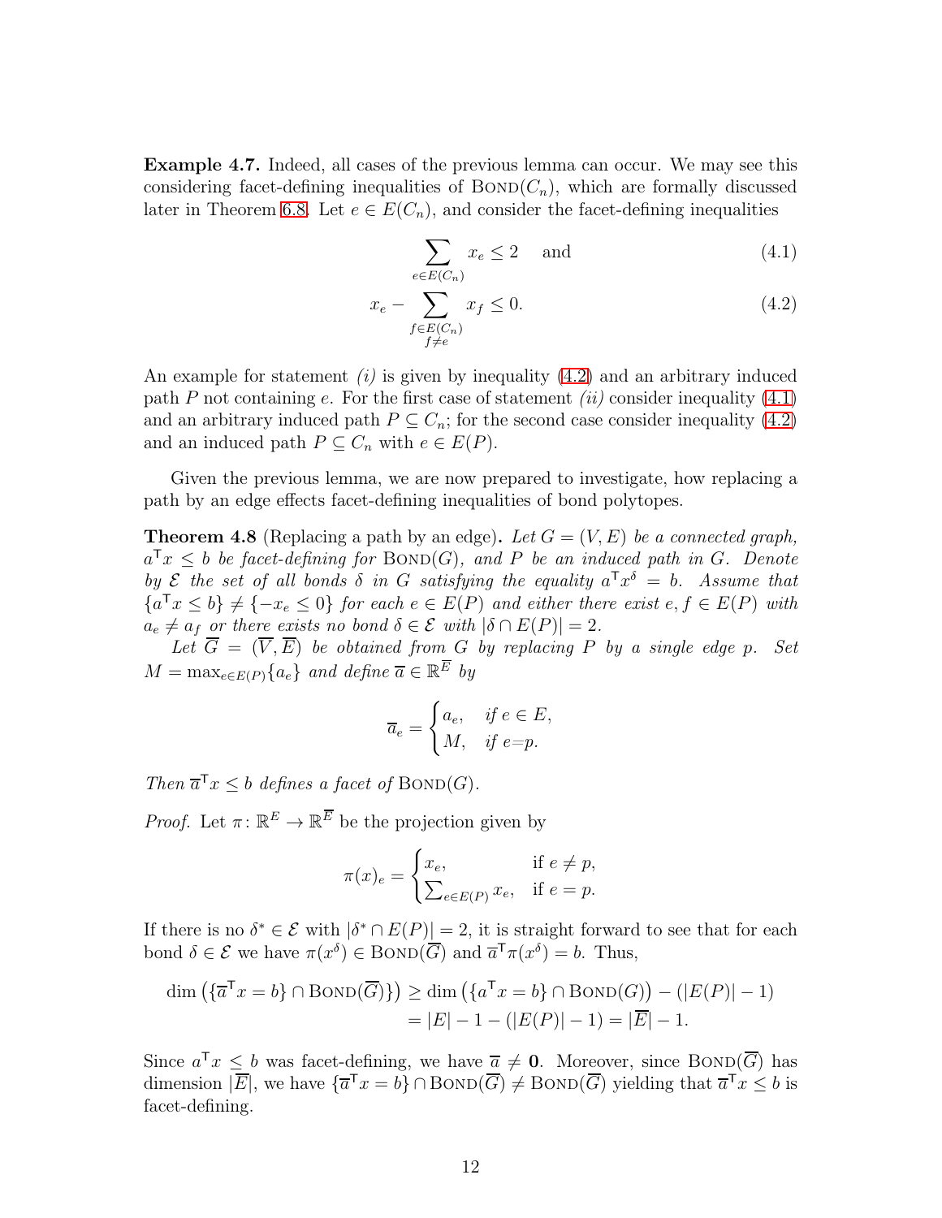**Example 4.7.** Indeed, all cases of the previous lemma can occur. We may see this considering facet-defining inequalities of $\mathrm{BOND}(C_n)$, which are formally discussed later in Theorem 6.8. Let $e \in E(C_n)$, and consider the facet-defining inequalities

$$\sum_{e \in E(C_n)} x_e \leq 2 \quad \text{and} \tag{4.1}$$

$$x_e - \sum_{\substack{f \in E(C_n) \\ f \neq e}} x_f \leq 0. \tag{4.2}$$

An example for statement *(i)* is given by inequality (4.2) and an arbitrary induced path $P$ not containing $e$. For the first case of statement *(ii)* consider inequality (4.1) and an arbitrary induced path $P \subseteq C_n$; for the second case consider inequality (4.2) and an induced path $P \subseteq C_n$ with $e \in E(P)$.

Given the previous lemma, we are now prepared to investigate, how replacing a path by an edge effects facet-defining inequalities of bond polytopes.

**Theorem 4.8** (Replacing a path by an edge)**.** *Let $G = (V, E)$ be a connected graph, $a^\mathsf{T} x \leq b$ be facet-defining for $\mathrm{BOND}(G)$, and $P$ be an induced path in $G$. Denote by $\mathcal{E}$ the set of all bonds $\delta$ in $G$ satisfying the equality $a^\mathsf{T} x^\delta = b$. Assume that $\{a^\mathsf{T} x \leq b\} \neq \{-x_e \leq 0\}$ for each $e \in E(P)$ and either there exist $e, f \in E(P)$ with $a_e \neq a_f$ or there exists no bond $\delta \in \mathcal{E}$ with $|\delta \cap E(P)| = 2$.*

*Let $\overline{G} = (\overline{V}, \overline{E})$ be obtained from $G$ by replacing $P$ by a single edge $p$. Set $M = \max_{e \in E(P)}\{a_e\}$ and define $\overline{a} \in \mathbb{R}^{\overline{E}}$ by*

$$\overline{a}_e = \begin{cases} a_e, & \text{if } e \in E, \\ M, & \text{if } e = p. \end{cases}$$

*Then $\overline{a}^\mathsf{T} x \leq b$ defines a facet of $\mathrm{BOND}(G)$.*

*Proof.* Let $\pi \colon \mathbb{R}^E \to \mathbb{R}^{\overline{E}}$ be the projection given by

$$\pi(x)_e = \begin{cases} x_e, & \text{if } e \neq p, \\ \sum_{e \in E(P)} x_e, & \text{if } e = p. \end{cases}$$

If there is no $\delta^* \in \mathcal{E}$ with $|\delta^* \cap E(P)| = 2$, it is straight forward to see that for each bond $\delta \in \mathcal{E}$ we have $\pi(x^\delta) \in \mathrm{BOND}(\overline{G})$ and $\overline{a}^\mathsf{T} \pi(x^\delta) = b$. Thus,

$$\begin{aligned} \dim\left(\{\overline{a}^\mathsf{T} x = b\} \cap \mathrm{BOND}(\overline{G})\}\right) &\geq \dim\left(\{a^\mathsf{T} x = b\} \cap \mathrm{BOND}(G)\right) - (|E(P)| - 1) \\ &= |E| - 1 - (|E(P)| - 1) = |\overline{E}| - 1. \end{aligned}$$

Since $a^\mathsf{T} x \leq b$ was facet-defining, we have $\overline{a} \neq \mathbf{0}$. Moreover, since $\mathrm{BOND}(\overline{G})$ has dimension $|\overline{E}|$, we have $\{\overline{a}^\mathsf{T} x = b\} \cap \mathrm{BOND}(\overline{G}) \neq \mathrm{BOND}(\overline{G})$ yielding that $\overline{a}^\mathsf{T} x \leq b$ is facet-defining.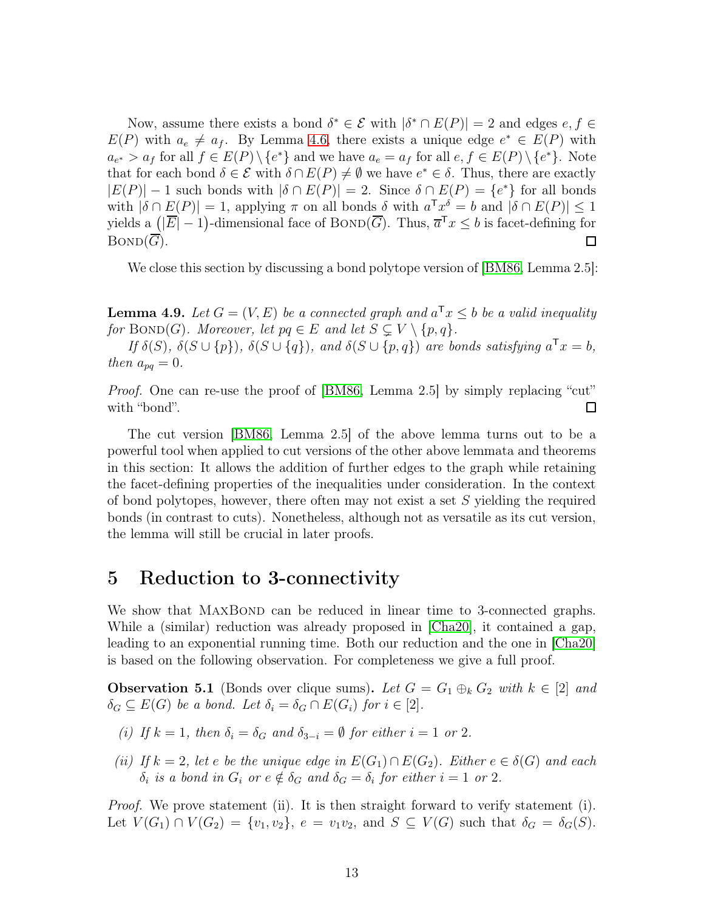Now, assume there exists a bond $\delta^* \in \mathcal{E}$ with $|\delta^* \cap E(P)| = 2$ and edges $e, f \in E(P)$ with $a_e \neq a_f$. By Lemma 4.6, there exists a unique edge $e^* \in E(P)$ with $a_{e^*} > a_f$ for all $f \in E(P) \setminus \{e^*\}$ and we have $a_e = a_f$ for all $e, f \in E(P) \setminus \{e^*\}$. Note that for each bond $\delta \in \mathcal{E}$ with $\delta \cap E(P) \neq \emptyset$ we have $e^* \in \delta$. Thus, there are exactly $|E(P)| - 1$ such bonds with $|\delta \cap E(P)| = 2$. Since $\delta \cap E(P) = \{e^*\}$ for all bonds with $|\delta \cap E(P)| = 1$, applying $\pi$ on all bonds $\delta$ with $a^\intercal x^\delta = b$ and $|\delta \cap E(P)| \leq 1$ yields a $(|\overline{E}| - 1)$-dimensional face of $\textsc{Bond}(\overline{G})$. Thus, $\overline{a}^\intercal x \leq b$ is facet-defining for $\textsc{Bond}(\overline{G})$. ◻

We close this section by discussing a bond polytope version of [BM86, Lemma 2.5]:

**Lemma 4.9.** *Let $G = (V, E)$ be a connected graph and $a^\intercal x \leq b$ be a valid inequality for $\textsc{Bond}(G)$. Moreover, let $pq \in E$ and let $S \subsetneq V \setminus \{p, q\}$.*

*If $\delta(S)$, $\delta(S \cup \{p\})$, $\delta(S \cup \{q\})$, and $\delta(S \cup \{p, q\})$ are bonds satisfying $a^\intercal x = b$, then $a_{pq} = 0$.*

*Proof.* One can re-use the proof of [BM86, Lemma 2.5] by simply replacing "cut" with "bond". ◻

The cut version [BM86, Lemma 2.5] of the above lemma turns out to be a powerful tool when applied to cut versions of the other above lemmata and theorems in this section: It allows the addition of further edges to the graph while retaining the facet-defining properties of the inequalities under consideration. In the context of bond polytopes, however, there often may not exist a set $S$ yielding the required bonds (in contrast to cuts). Nonetheless, although not as versatile as its cut version, the lemma will still be crucial in later proofs.

# 5 Reduction to 3-connectivity

We show that $\textsc{MaxBond}$ can be reduced in linear time to 3-connected graphs. While a (similar) reduction was already proposed in [Cha20], it contained a gap, leading to an exponential running time. Both our reduction and the one in [Cha20] is based on the following observation. For completeness we give a full proof.

**Observation 5.1** (Bonds over clique sums)**.** *Let $G = G_1 \oplus_k G_2$ with $k \in [2]$ and $\delta_G \subseteq E(G)$ be a bond. Let $\delta_i = \delta_G \cap E(G_i)$ for $i \in [2]$.*

*(i) If $k = 1$, then $\delta_i = \delta_G$ and $\delta_{3-i} = \emptyset$ for either $i = 1$ or $2$.*

*(ii) If $k = 2$, let $e$ be the unique edge in $E(G_1) \cap E(G_2)$. Either $e \in \delta(G)$ and each $\delta_i$ is a bond in $G_i$ or $e \notin \delta_G$ and $\delta_G = \delta_i$ for either $i = 1$ or $2$.*

*Proof.* We prove statement (ii). It is then straight forward to verify statement (i). Let $V(G_1) \cap V(G_2) = \{v_1, v_2\}$, $e = v_1v_2$, and $S \subseteq V(G)$ such that $\delta_G = \delta_G(S)$.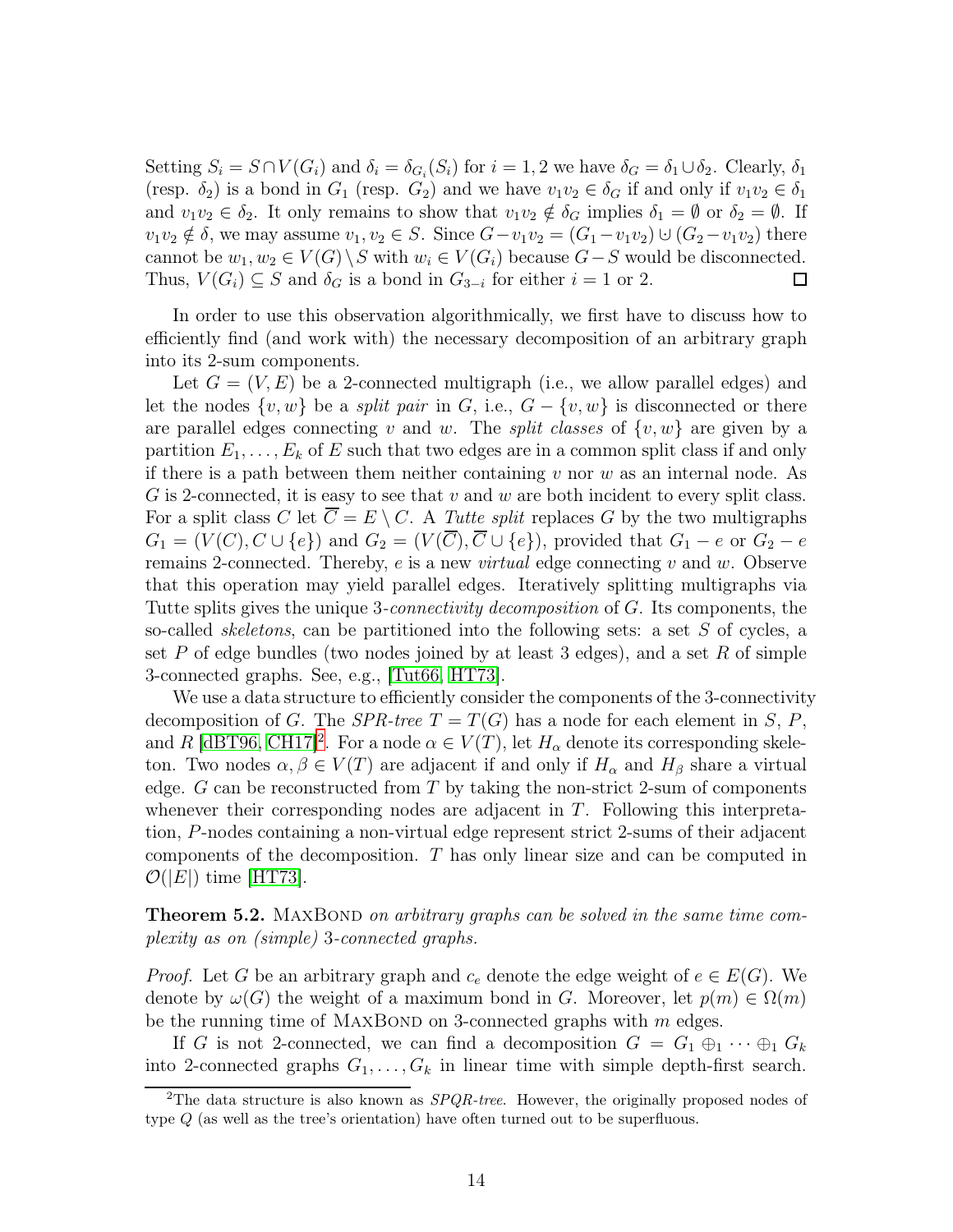Setting $S_i = S \cap V(G_i)$ and $\delta_i = \delta_{G_i}(S_i)$ for $i = 1, 2$ we have $\delta_G = \delta_1 \cup \delta_2$. Clearly, $\delta_1$ (resp. $\delta_2$) is a bond in $G_1$ (resp. $G_2$) and we have $v_1v_2 \in \delta_G$ if and only if $v_1v_2 \in \delta_1$ and $v_1v_2 \in \delta_2$. It only remains to show that $v_1v_2 \notin \delta_G$ implies $\delta_1 = \emptyset$ or $\delta_2 = \emptyset$. If $v_1v_2 \notin \delta$, we may assume $v_1, v_2 \in S$. Since $G - v_1v_2 = (G_1 - v_1v_2) \cup (G_2 - v_1v_2)$ there cannot be $w_1, w_2 \in V(G) \setminus S$ with $w_i \in V(G_i)$ because $G - S$ would be disconnected. Thus, $V(G_i) \subseteq S$ and $\delta_G$ is a bond in $G_{3-i}$ for either $i = 1$ or 2. □

In order to use this observation algorithmically, we first have to discuss how to efficiently find (and work with) the necessary decomposition of an arbitrary graph into its 2-sum components.

Let $G = (V, E)$ be a 2-connected multigraph (i.e., we allow parallel edges) and let the nodes $\{v, w\}$ be a *split pair* in $G$, i.e., $G - \{v, w\}$ is disconnected or there are parallel edges connecting $v$ and $w$. The *split classes* of $\{v, w\}$ are given by a partition $E_1, \dots, E_k$ of $E$ such that two edges are in a common split class if and only if there is a path between them neither containing $v$ nor $w$ as an internal node. As $G$ is 2-connected, it is easy to see that $v$ and $w$ are both incident to every split class. For a split class $C$ let $\overline{C} = E \setminus C$. A *Tutte split* replaces $G$ by the two multigraphs $G_1 = (V(C), C \cup \{e\})$ and $G_2 = (V(\overline{C}), \overline{C} \cup \{e\})$, provided that $G_1 - e$ or $G_2 - e$ remains 2-connected. Thereby, $e$ is a new *virtual* edge connecting $v$ and $w$. Observe that this operation may yield parallel edges. Iteratively splitting multigraphs via Tutte splits gives the unique 3-*connectivity decomposition* of $G$. Its components, the so-called *skeletons*, can be partitioned into the following sets: a set $S$ of cycles, a set $P$ of edge bundles (two nodes joined by at least 3 edges), and a set $R$ of simple 3-connected graphs. See, e.g., [Tut66, HT73].

We use a data structure to efficiently consider the components of the 3-connectivity decomposition of $G$. The *SPR-tree* $T = T(G)$ has a node for each element in $S$, $P$, and $R$ [dBT96, CH17][2]. For a node $\alpha \in V(T)$, let $H_\alpha$ denote its corresponding skeleton. Two nodes $\alpha, \beta \in V(T)$ are adjacent if and only if $H_\alpha$ and $H_\beta$ share a virtual edge. $G$ can be reconstructed from $T$ by taking the non-strict 2-sum of components whenever their corresponding nodes are adjacent in $T$. Following this interpretation, $P$-nodes containing a non-virtual edge represent strict 2-sums of their adjacent components of the decomposition. $T$ has only linear size and can be computed in $\mathcal{O}(|E|)$ time [HT73].

**Theorem 5.2.** MaxBond *on arbitrary graphs can be solved in the same time complexity as on (simple)* 3*-connected graphs.*

*Proof.* Let $G$ be an arbitrary graph and $c_e$ denote the edge weight of $e \in E(G)$. We denote by $\omega(G)$ the weight of a maximum bond in $G$. Moreover, let $p(m) \in \Omega(m)$ be the running time of MaxBond on 3-connected graphs with $m$ edges.

If $G$ is not 2-connected, we can find a decomposition $G = G_1 \oplus_1 \cdots \oplus_1 G_k$ into 2-connected graphs $G_1, \dots, G_k$ in linear time with simple depth-first search.

[2] The data structure is also known as *SPQR-tree*. However, the originally proposed nodes of type $Q$ (as well as the tree's orientation) have often turned out to be superfluous.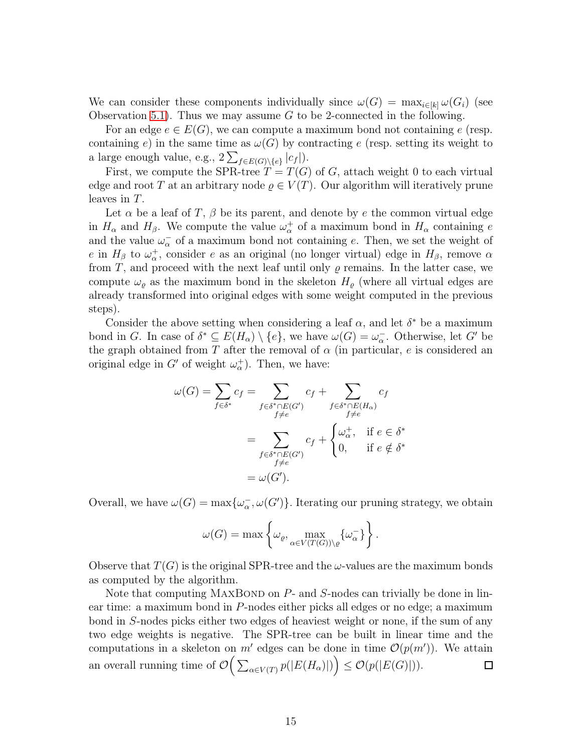We can consider these components individually since $\omega(G) = \max_{i \in [k]} \omega(G_i)$ (see Observation 5.1). Thus we may assume $G$ to be 2-connected in the following.

For an edge $e \in E(G)$, we can compute a maximum bond not containing $e$ (resp. containing $e$) in the same time as $\omega(G)$ by contracting $e$ (resp. setting its weight to a large enough value, e.g., $2\sum_{f \in E(G)\setminus\{e\}} |c_f|$).

First, we compute the SPR-tree $T = T(G)$ of $G$, attach weight 0 to each virtual edge and root $T$ at an arbitrary node $\varrho \in V(T)$. Our algorithm will iteratively prune leaves in $T$.

Let $\alpha$ be a leaf of $T$, $\beta$ be its parent, and denote by $e$ the common virtual edge in $H_\alpha$ and $H_\beta$. We compute the value $\omega_\alpha^+$ of a maximum bond in $H_\alpha$ containing $e$ and the value $\omega_\alpha^-$ of a maximum bond not containing $e$. Then, we set the weight of $e$ in $H_\beta$ to $\omega_\alpha^+$, consider $e$ as an original (no longer virtual) edge in $H_\beta$, remove $\alpha$ from $T$, and proceed with the next leaf until only $\varrho$ remains. In the latter case, we compute $\omega_\varrho$ as the maximum bond in the skeleton $H_\varrho$ (where all virtual edges are already transformed into original edges with some weight computed in the previous steps).

Consider the above setting when considering a leaf $\alpha$, and let $\delta^*$ be a maximum bond in $G$. In case of $\delta^* \subseteq E(H_\alpha)\setminus\{e\}$, we have $\omega(G) = \omega_\alpha^-$. Otherwise, let $G'$ be the graph obtained from $T$ after the removal of $\alpha$ (in particular, $e$ is considered an original edge in $G'$ of weight $\omega_\alpha^+$). Then, we have:

$$
\begin{aligned}
\omega(G) = \sum_{f \in \delta^*} c_f &= \sum_{\substack{f \in \delta^* \cap E(G') \\ f \neq e}} c_f + \sum_{\substack{f \in \delta^* \cap E(H_\alpha) \\ f \neq e}} c_f \\
&= \sum_{\substack{f \in \delta^* \cap E(G') \\ f \neq e}} c_f + \begin{cases} \omega_\alpha^+, & \text{if } e \in \delta^* \\ 0, & \text{if } e \notin \delta^* \end{cases} \\
&= \omega(G').
\end{aligned}
$$

Overall, we have $\omega(G) = \max\{\omega_\alpha^-, \omega(G')\}$. Iterating our pruning strategy, we obtain

$$
\omega(G) = \max\left\{\omega_\varrho, \max_{\alpha \in V(T(G))\setminus\varrho}\{\omega_\alpha^-\}\right\}.
$$

Observe that $T(G)$ is the original SPR-tree and the $\omega$-values are the maximum bonds as computed by the algorithm.

Note that computing MaxBond on $P$- and $S$-nodes can trivially be done in linear time: a maximum bond in $P$-nodes either picks all edges or no edge; a maximum bond in $S$-nodes picks either two edges of heaviest weight or none, if the sum of any two edge weights is negative. The SPR-tree can be built in linear time and the computations in a skeleton on $m'$ edges can be done in time $\mathcal{O}(p(m'))$. We attain an overall running time of $\mathcal{O}\Big(\sum_{\alpha \in V(T)} p(|E(H_\alpha)|)\Big) \leq \mathcal{O}(p(|E(G)|))$. □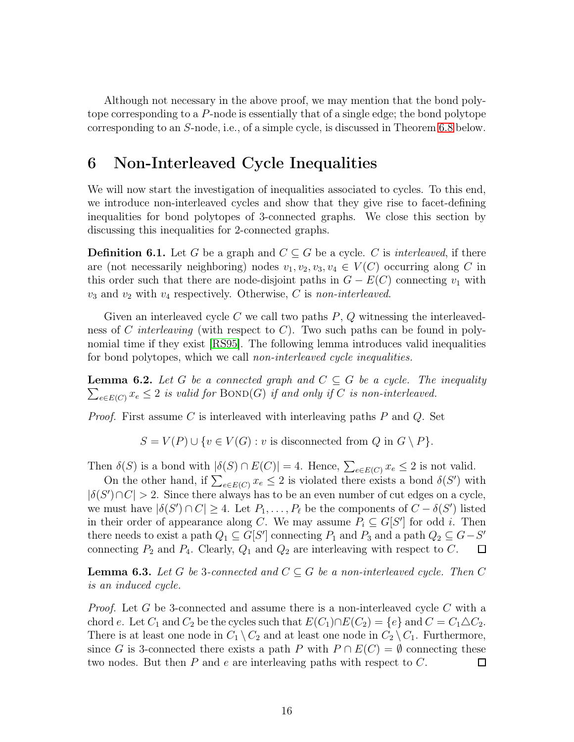Although not necessary in the above proof, we may mention that the bond polytope corresponding to a $P$-node is essentially that of a single edge; the bond polytope corresponding to an $S$-node, i.e., of a simple cycle, is discussed in Theorem 6.8 below.

# 6 Non-Interleaved Cycle Inequalities

We will now start the investigation of inequalities associated to cycles. To this end, we introduce non-interleaved cycles and show that they give rise to facet-defining inequalities for bond polytopes of 3-connected graphs. We close this section by discussing this inequalities for 2-connected graphs.

**Definition 6.1.** Let $G$ be a graph and $C \subseteq G$ be a cycle. $C$ is *interleaved*, if there are (not necessarily neighboring) nodes $v_1, v_2, v_3, v_4 \in V(C)$ occurring along $C$ in this order such that there are node-disjoint paths in $G - E(C)$ connecting $v_1$ with $v_3$ and $v_2$ with $v_4$ respectively. Otherwise, $C$ is *non-interleaved*.

Given an interleaved cycle $C$ we call two paths $P$, $Q$ witnessing the interleavedness of $C$ *interleaving* (with respect to $C$). Two such paths can be found in polynomial time if they exist [RS95]. The following lemma introduces valid inequalities for bond polytopes, which we call *non-interleaved cycle inequalities.*

**Lemma 6.2.** *Let $G$ be a connected graph and $C \subseteq G$ be a cycle. The inequality $\sum_{e \in E(C)} x_e \leq 2$ is valid for* $\text{BOND}(G)$ *if and only if $C$ is non-interleaved.*

*Proof.* First assume $C$ is interleaved with interleaving paths $P$ and $Q$. Set

$$S = V(P) \cup \{v \in V(G) : v \text{ is disconnected from } Q \text{ in } G \setminus P\}.$$

Then $\delta(S)$ is a bond with $|\delta(S) \cap E(C)| = 4$. Hence, $\sum_{e \in E(C)} x_e \leq 2$ is not valid.

On the other hand, if $\sum_{e \in E(C)} x_e \leq 2$ is violated there exists a bond $\delta(S')$ with $|\delta(S') \cap C| > 2$. Since there always has to be an even number of cut edges on a cycle, we must have $|\delta(S') \cap C| \geq 4$. Let $P_1, \ldots, P_\ell$ be the components of $C - \delta(S')$ listed in their order of appearance along $C$. We may assume $P_i \subseteq G[S']$ for odd $i$. Then there needs to exist a path $Q_1 \subseteq G[S']$ connecting $P_1$ and $P_3$ and a path $Q_2 \subseteq G - S'$ connecting $P_2$ and $P_4$. Clearly, $Q_1$ and $Q_2$ are interleaving with respect to $C$. $\square$

**Lemma 6.3.** *Let $G$ be 3-connected and $C \subseteq G$ be a non-interleaved cycle. Then $C$ is an induced cycle.*

*Proof.* Let $G$ be 3-connected and assume there is a non-interleaved cycle $C$ with a chord $e$. Let $C_1$ and $C_2$ be the cycles such that $E(C_1) \cap E(C_2) = \{e\}$ and $C = C_1 \triangle C_2$. There is at least one node in $C_1 \setminus C_2$ and at least one node in $C_2 \setminus C_1$. Furthermore, since $G$ is 3-connected there exists a path $P$ with $P \cap E(C) = \emptyset$ connecting these two nodes. But then $P$ and $e$ are interleaving paths with respect to $C$. $\square$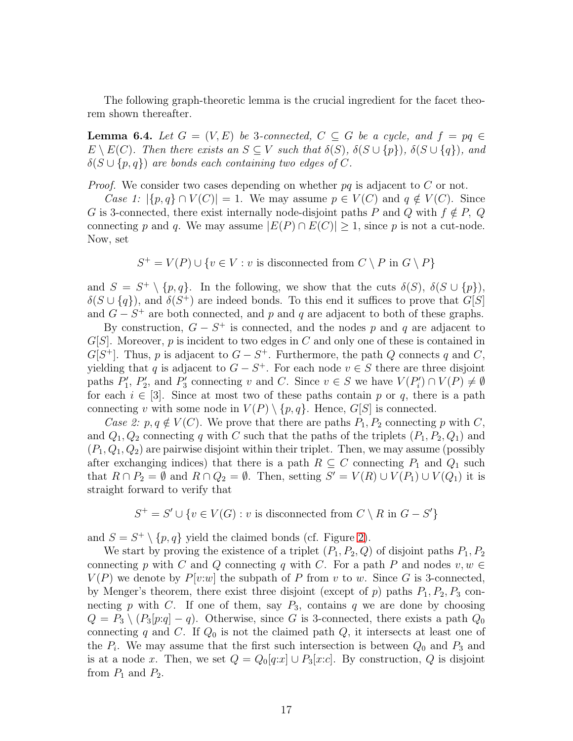The following graph-theoretic lemma is the crucial ingredient for the facet theorem shown thereafter.

**Lemma 6.4.** *Let $G = (V, E)$ be 3-connected, $C \subseteq G$ be a cycle, and $f = pq \in E \setminus E(C)$. Then there exists an $S \subseteq V$ such that $\delta(S)$, $\delta(S \cup \{p\})$, $\delta(S \cup \{q\})$, and $\delta(S \cup \{p, q\})$ are bonds each containing two edges of $C$.*

*Proof.* We consider two cases depending on whether $pq$ is adjacent to $C$ or not.

*Case 1:* $|\{p, q\} \cap V(C)| = 1$. We may assume $p \in V(C)$ and $q \notin V(C)$. Since $G$ is 3-connected, there exist internally node-disjoint paths $P$ and $Q$ with $f \notin P$, $Q$ connecting $p$ and $q$. We may assume $|E(P) \cap E(C)| \geq 1$, since $p$ is not a cut-node. Now, set

$$S^+ = V(P) \cup \{v \in V : v \text{ is disconnected from } C \setminus P \text{ in } G \setminus P\}$$

and $S = S^+ \setminus \{p, q\}$. In the following, we show that the cuts $\delta(S)$, $\delta(S \cup \{p\})$, $\delta(S \cup \{q\})$, and $\delta(S^+)$ are indeed bonds. To this end it suffices to prove that $G[S]$ and $G - S^+$ are both connected, and $p$ and $q$ are adjacent to both of these graphs.

By construction, $G - S^+$ is connected, and the nodes $p$ and $q$ are adjacent to $G[S]$. Moreover, $p$ is incident to two edges in $C$ and only one of these is contained in $G[S^+]$. Thus, $p$ is adjacent to $G - S^+$. Furthermore, the path $Q$ connects $q$ and $C$, yielding that $q$ is adjacent to $G - S^+$. For each node $v \in S$ there are three disjoint paths $P'_1$, $P'_2$, and $P'_3$ connecting $v$ and $C$. Since $v \in S$ we have $V(P'_i) \cap V(P) \neq \emptyset$ for each $i \in [3]$. Since at most two of these paths contain $p$ or $q$, there is a path connecting $v$ with some node in $V(P) \setminus \{p, q\}$. Hence, $G[S]$ is connected.

*Case 2:* $p, q \notin V(C)$. We prove that there are paths $P_1, P_2$ connecting $p$ with $C$, and $Q_1, Q_2$ connecting $q$ with $C$ such that the paths of the triplets $(P_1, P_2, Q_1)$ and $(P_1, Q_1, Q_2)$ are pairwise disjoint within their triplet. Then, we may assume (possibly after exchanging indices) that there is a path $R \subseteq C$ connecting $P_1$ and $Q_1$ such that $R \cap P_2 = \emptyset$ and $R \cap Q_2 = \emptyset$. Then, setting $S' = V(R) \cup V(P_1) \cup V(Q_1)$ it is straight forward to verify that

$$S^+ = S' \cup \{v \in V(G) : v \text{ is disconnected from } C \setminus R \text{ in } G - S'\}$$

and $S = S^+ \setminus \{p, q\}$ yield the claimed bonds (cf. Figure 2).

We start by proving the existence of a triplet $(P_1, P_2, Q)$ of disjoint paths $P_1, P_2$ connecting $p$ with $C$ and $Q$ connecting $q$ with $C$. For a path $P$ and nodes $v, w \in V(P)$ we denote by $P[v{:}w]$ the subpath of $P$ from $v$ to $w$. Since $G$ is 3-connected, by Menger's theorem, there exist three disjoint (except of $p$) paths $P_1, P_2, P_3$ connecting $p$ with $C$. If one of them, say $P_3$, contains $q$ we are done by choosing $Q = P_3 \setminus (P_3[p{:}q] - q)$. Otherwise, since $G$ is 3-connected, there exists a path $Q_0$ connecting $q$ and $C$. If $Q_0$ is not the claimed path $Q$, it intersects at least one of the $P_i$. We may assume that the first such intersection is between $Q_0$ and $P_3$ and is at a node $x$. Then, we set $Q = Q_0[q{:}x] \cup P_3[x{:}c]$. By construction, $Q$ is disjoint from $P_1$ and $P_2$.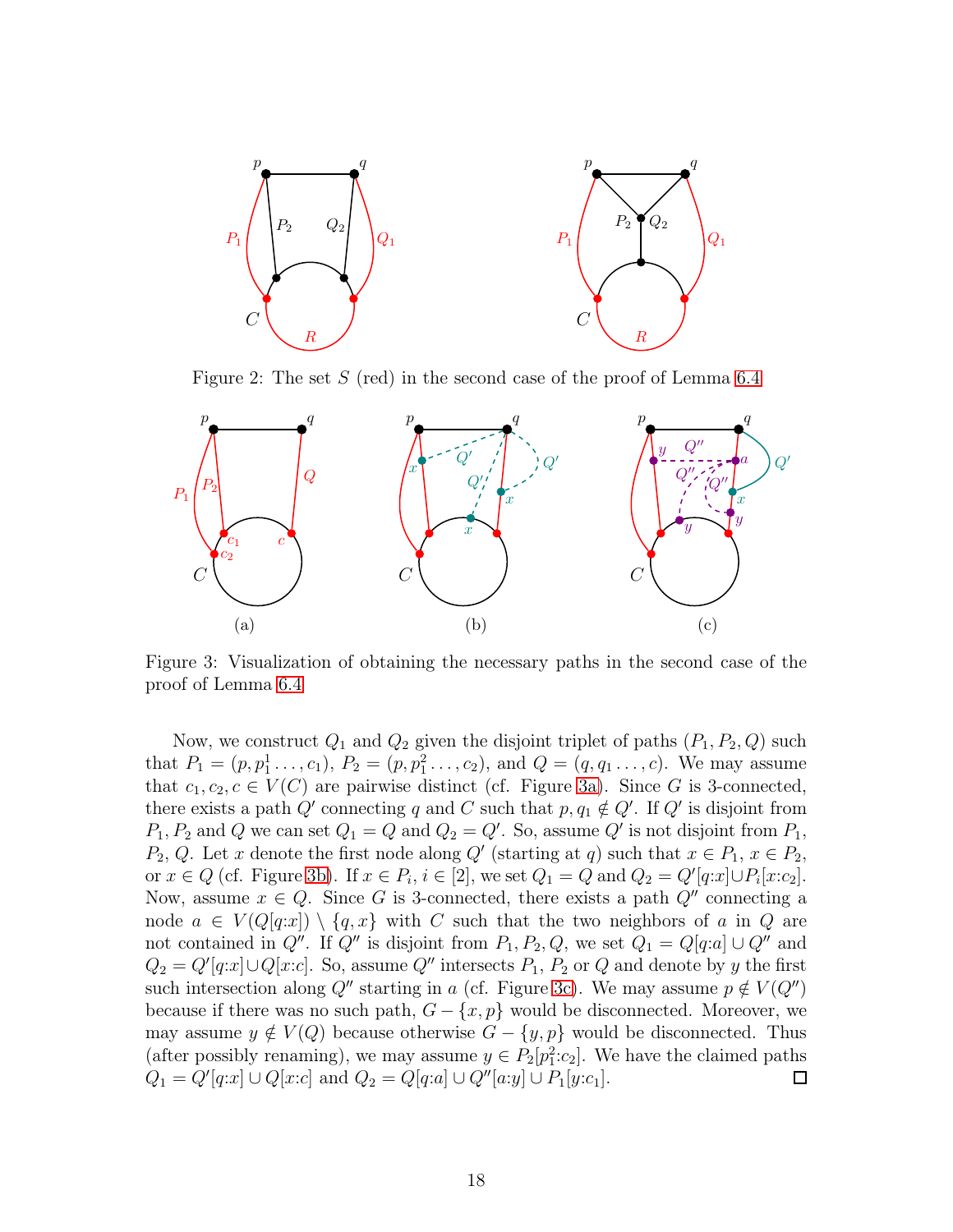Figure 2: The set $S$ (red) in the second case of the proof of Lemma 6.4

(a)

(b)

(c)

Figure 3: Visualization of obtaining the necessary paths in the second case of the proof of Lemma 6.4

Now, we construct $Q_1$ and $Q_2$ given the disjoint triplet of paths $(P_1, P_2, Q)$ such that $P_1 = (p, p_1^1 \dots, c_1)$, $P_2 = (p, p_1^2 \dots, c_2)$, and $Q = (q, q_1 \dots, c)$. We may assume that $c_1, c_2, c \in V(C)$ are pairwise distinct (cf. Figure 3a). Since $G$ is 3-connected, there exists a path $Q'$ connecting $q$ and $C$ such that $p, q_1 \notin Q'$. If $Q'$ is disjoint from $P_1, P_2$ and $Q$ we can set $Q_1 = Q$ and $Q_2 = Q'$. So, assume $Q'$ is not disjoint from $P_1$, $P_2$, $Q$. Let $x$ denote the first node along $Q'$ (starting at $q$) such that $x \in P_1$, $x \in P_2$, or $x \in Q$ (cf. Figure 3b). If $x \in P_i$, $i \in [2]$, we set $Q_1 = Q$ and $Q_2 = Q'[q{:}x] \cup P_i[x{:}c_2]$. Now, assume $x \in Q$. Since $G$ is 3-connected, there exists a path $Q''$ connecting a node $a \in V(Q[q{:}x]) \setminus \{q, x\}$ with $C$ such that the two neighbors of $a$ in $Q$ are not contained in $Q''$. If $Q''$ is disjoint from $P_1, P_2, Q$, we set $Q_1 = Q[q{:}a] \cup Q''$ and $Q_2 = Q'[q{:}x] \cup Q[x{:}c]$. So, assume $Q''$ intersects $P_1$, $P_2$ or $Q$ and denote by $y$ the first such intersection along $Q''$ starting in $a$ (cf. Figure 3c). We may assume $p \notin V(Q'')$ because if there was no such path, $G - \{x, p\}$ would be disconnected. Moreover, we may assume $y \notin V(Q)$ because otherwise $G - \{y, p\}$ would be disconnected. Thus (after possibly renaming), we may assume $y \in P_2[p_1^2{:}c_2]$. We have the claimed paths $Q_1 = Q'[q{:}x] \cup Q[x{:}c]$ and $Q_2 = Q[q{:}a] \cup Q''[a{:}y] \cup P_1[y{:}c_1]$. □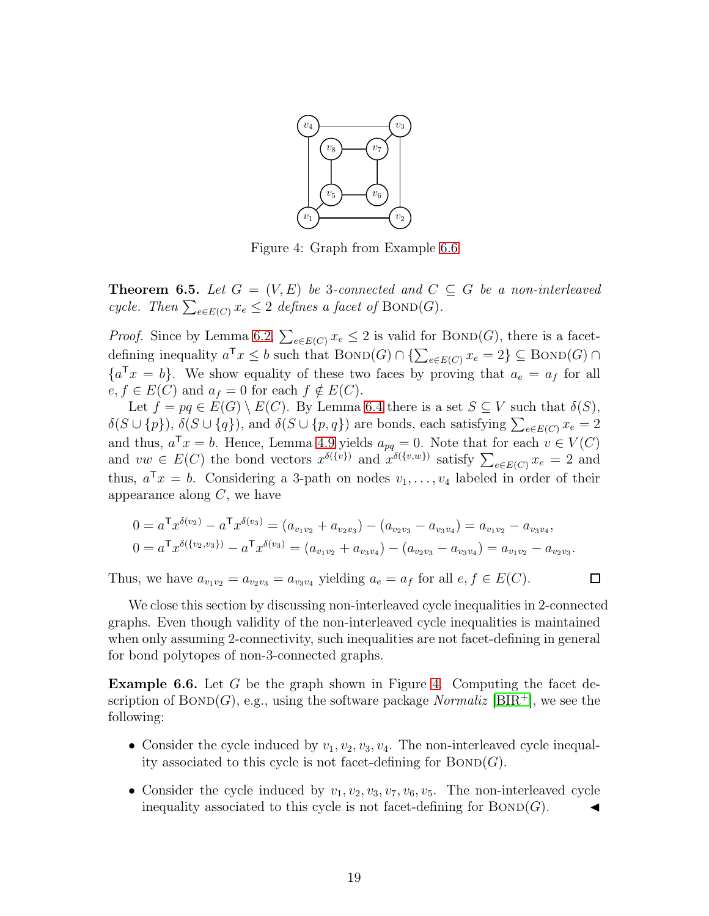Figure 4: Graph from Example 6.6

**Theorem 6.5.** *Let $G = (V, E)$ be 3-connected and $C \subseteq G$ be a non-interleaved cycle. Then $\sum_{e \in E(C)} x_e \leq 2$ defines a facet of* $\text{Bond}(G)$.

*Proof.* Since by Lemma 6.2, $\sum_{e \in E(C)} x_e \leq 2$ is valid for $\text{Bond}(G)$, there is a facet-defining inequality $a^\mathsf{T} x \leq b$ such that $\text{Bond}(G) \cap \{\sum_{e \in E(C)} x_e = 2\} \subseteq \text{Bond}(G) \cap \{a^\mathsf{T} x = b\}$. We show equality of these two faces by proving that $a_e = a_f$ for all $e, f \in E(C)$ and $a_f = 0$ for each $f \notin E(C)$.

Let $f = pq \in E(G) \setminus E(C)$. By Lemma 6.4 there is a set $S \subseteq V$ such that $\delta(S)$, $\delta(S \cup \{p\})$, $\delta(S \cup \{q\})$, and $\delta(S \cup \{p, q\})$ are bonds, each satisfying $\sum_{e \in E(C)} x_e = 2$ and thus, $a^\mathsf{T} x = b$. Hence, Lemma 4.9 yields $a_{pq} = 0$. Note that for each $v \in V(C)$ and $vw \in E(C)$ the bond vectors $x^{\delta(\{v\})}$ and $x^{\delta(\{v,w\})}$ satisfy $\sum_{e \in E(C)} x_e = 2$ and thus, $a^\mathsf{T} x = b$. Considering a 3-path on nodes $v_1, \ldots, v_4$ labeled in order of their appearance along $C$, we have

$$
\begin{aligned}
0 &= a^\mathsf{T} x^{\delta(v_2)} - a^\mathsf{T} x^{\delta(v_3)} = (a_{v_1 v_2} + a_{v_2 v_3}) - (a_{v_2 v_3} - a_{v_3 v_4}) = a_{v_1 v_2} - a_{v_3 v_4}, \\
0 &= a^\mathsf{T} x^{\delta(\{v_2, v_3\})} - a^\mathsf{T} x^{\delta(v_3)} = (a_{v_1 v_2} + a_{v_3 v_4}) - (a_{v_2 v_3} - a_{v_3 v_4}) = a_{v_1 v_2} - a_{v_2 v_3}.
\end{aligned}
$$

Thus, we have $a_{v_1 v_2} = a_{v_2 v_3} = a_{v_3 v_4}$ yielding $a_e = a_f$ for all $e, f \in E(C)$. $\square$

We close this section by discussing non-interleaved cycle inequalities in 2-connected graphs. Even though validity of the non-interleaved cycle inequalities is maintained when only assuming 2-connectivity, such inequalities are not facet-defining in general for bond polytopes of non-3-connected graphs.

**Example 6.6.** Let $G$ be the graph shown in Figure 4. Computing the facet description of $\text{Bond}(G)$, e.g., using the software package *Normaliz* [BIR+], we see the following:

- Consider the cycle induced by $v_1, v_2, v_3, v_4$. The non-interleaved cycle inequality associated to this cycle is not facet-defining for $\text{Bond}(G)$.
- Consider the cycle induced by $v_1, v_2, v_3, v_7, v_6, v_5$. The non-interleaved cycle inequality associated to this cycle is not facet-defining for $\text{Bond}(G)$. ◀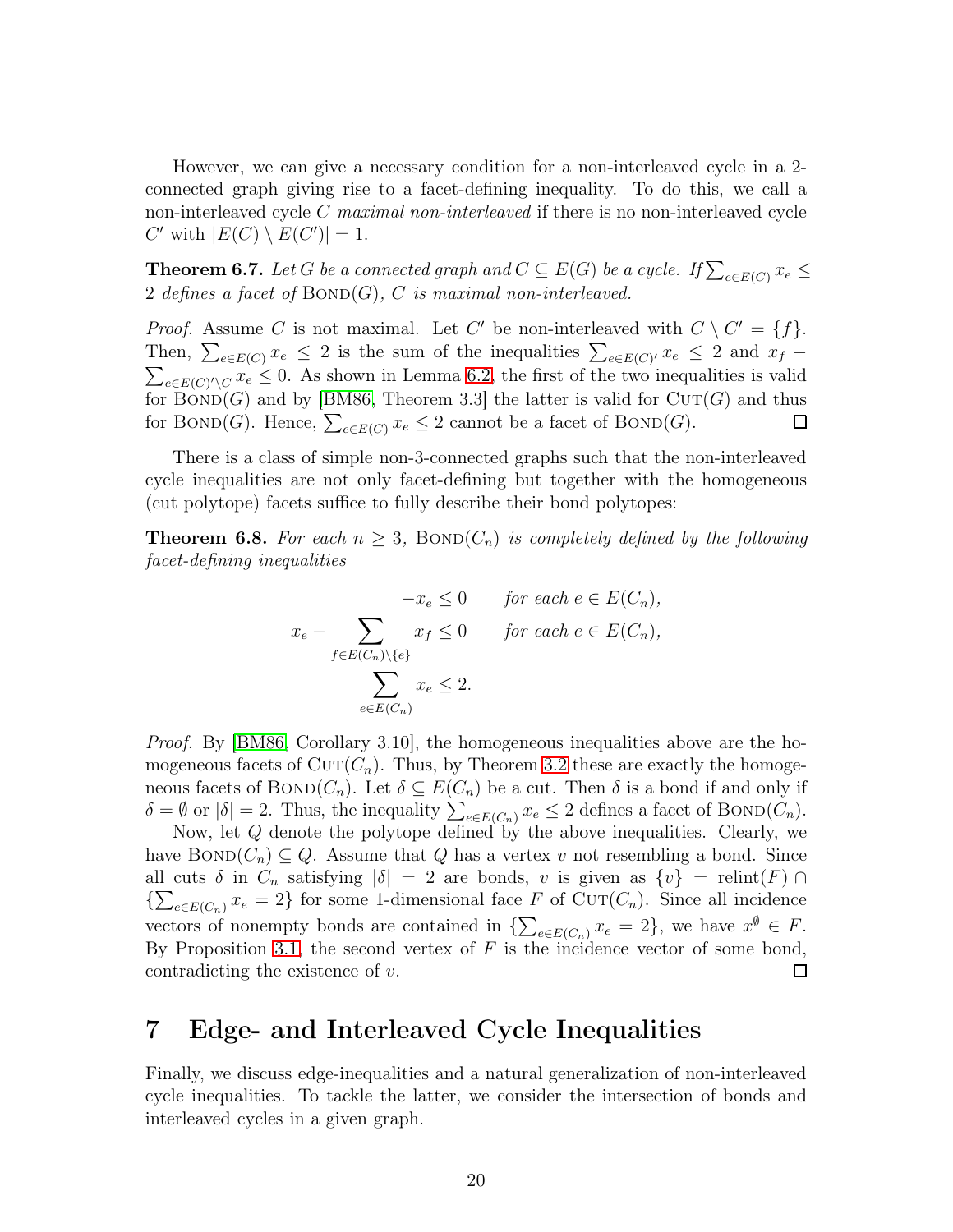However, we can give a necessary condition for a non-interleaved cycle in a 2-connected graph giving rise to a facet-defining inequality. To do this, we call a non-interleaved cycle $C$ *maximal non-interleaved* if there is no non-interleaved cycle $C'$ with $|E(C) \setminus E(C')| = 1$.

**Theorem 6.7.** *Let $G$ be a connected graph and $C \subseteq E(G)$ be a cycle. If $\sum_{e \in E(C)} x_e \leq 2$ defines a facet of* $\textsc{Bond}(G)$*, $C$ is maximal non-interleaved.*

*Proof.* Assume $C$ is not maximal. Let $C'$ be non-interleaved with $C \setminus C' = \{f\}$. Then, $\sum_{e \in E(C)} x_e \leq 2$ is the sum of the inequalities $\sum_{e \in E(C)'} x_e \leq 2$ and $x_f - \sum_{e \in E(C)' \setminus C} x_e \leq 0$. As shown in Lemma 6.2, the first of the two inequalities is valid for $\textsc{Bond}(G)$ and by [BM86, Theorem 3.3] the latter is valid for $\textsc{Cut}(G)$ and thus for $\textsc{Bond}(G)$. Hence, $\sum_{e \in E(C)} x_e \leq 2$ cannot be a facet of $\textsc{Bond}(G)$. □

There is a class of simple non-3-connected graphs such that the non-interleaved cycle inequalities are not only facet-defining but together with the homogeneous (cut polytope) facets suffice to fully describe their bond polytopes:

**Theorem 6.8.** *For each $n \geq 3$,* $\textsc{Bond}(C_n)$ *is completely defined by the following facet-defining inequalities*

$$
\begin{aligned}
-x_e &\leq 0 \qquad \text{for each } e \in E(C_n),\\
x_e - \sum_{f \in E(C_n) \setminus \{e\}} x_f &\leq 0 \qquad \text{for each } e \in E(C_n),\\
\sum_{e \in E(C_n)} x_e &\leq 2.
\end{aligned}
$$

*Proof.* By [BM86, Corollary 3.10], the homogeneous inequalities above are the homogeneous facets of $\textsc{Cut}(C_n)$. Thus, by Theorem 3.2 these are exactly the homogeneous facets of $\textsc{Bond}(C_n)$. Let $\delta \subseteq E(C_n)$ be a cut. Then $\delta$ is a bond if and only if $\delta = \emptyset$ or $|\delta| = 2$. Thus, the inequality $\sum_{e \in E(C_n)} x_e \leq 2$ defines a facet of $\textsc{Bond}(C_n)$.

Now, let $Q$ denote the polytope defined by the above inequalities. Clearly, we have $\textsc{Bond}(C_n) \subseteq Q$. Assume that $Q$ has a vertex $v$ not resembling a bond. Since all cuts $\delta$ in $C_n$ satisfying $|\delta| = 2$ are bonds, $v$ is given as $\{v\} = \operatorname{relint}(F) \cap \{\sum_{e \in E(C_n)} x_e = 2\}$ for some 1-dimensional face $F$ of $\textsc{Cut}(C_n)$. Since all incidence vectors of nonempty bonds are contained in $\{\sum_{e \in E(C_n)} x_e = 2\}$, we have $x^{\emptyset} \in F$. By Proposition 3.1, the second vertex of $F$ is the incidence vector of some bond, contradicting the existence of $v$. □

# 7 Edge- and Interleaved Cycle Inequalities

Finally, we discuss edge-inequalities and a natural generalization of non-interleaved cycle inequalities. To tackle the latter, we consider the intersection of bonds and interleaved cycles in a given graph.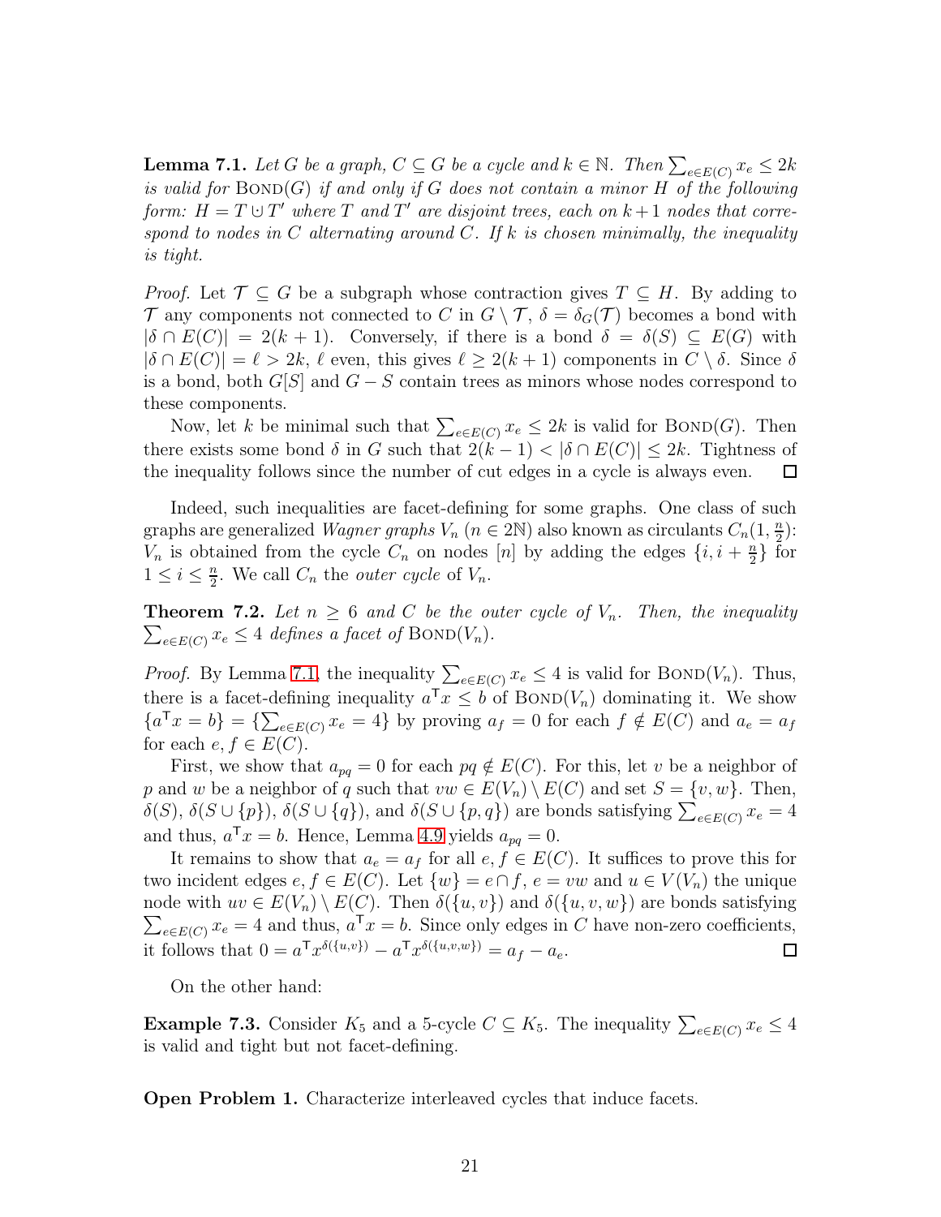**Lemma 7.1.** *Let $G$ be a graph, $C \subseteq G$ be a cycle and $k \in \mathbb{N}$. Then $\sum_{e \in E(C)} x_e \leq 2k$ is valid for* $\text{Bond}(G)$ *if and only if $G$ does not contain a minor $H$ of the following form: $H = T \mathbin{\dot\cup} T'$ where $T$ and $T'$ are disjoint trees, each on $k+1$ nodes that correspond to nodes in $C$ alternating around $C$. If $k$ is chosen minimally, the inequality is tight.*

*Proof.* Let $\mathcal{T} \subseteq G$ be a subgraph whose contraction gives $T \subseteq H$. By adding to $\mathcal{T}$ any components not connected to $C$ in $G \setminus \mathcal{T}$, $\delta = \delta_G(\mathcal{T})$ becomes a bond with $|\delta \cap E(C)| = 2(k+1)$. Conversely, if there is a bond $\delta = \delta(S) \subseteq E(G)$ with $|\delta \cap E(C)| = \ell > 2k$, $\ell$ even, this gives $\ell \geq 2(k+1)$ components in $C \setminus \delta$. Since $\delta$ is a bond, both $G[S]$ and $G - S$ contain trees as minors whose nodes correspond to these components.

Now, let $k$ be minimal such that $\sum_{e \in E(C)} x_e \leq 2k$ is valid for $\text{Bond}(G)$. Then there exists some bond $\delta$ in $G$ such that $2(k-1) < |\delta \cap E(C)| \leq 2k$. Tightness of the inequality follows since the number of cut edges in a cycle is always even. $\square$

Indeed, such inequalities are facet-defining for some graphs. One class of such graphs are generalized *Wagner graphs* $V_n$ ($n \in 2\mathbb{N}$) also known as circulants $C_n(1, \frac{n}{2})$: $V_n$ is obtained from the cycle $C_n$ on nodes $[n]$ by adding the edges $\{i, i + \frac{n}{2}\}$ for $1 \leq i \leq \frac{n}{2}$. We call $C_n$ the *outer cycle* of $V_n$.

**Theorem 7.2.** *Let $n \geq 6$ and $C$ be the outer cycle of $V_n$. Then, the inequality $\sum_{e \in E(C)} x_e \leq 4$ defines a facet of* $\text{Bond}(V_n)$.

*Proof.* By Lemma 7.1, the inequality $\sum_{e \in E(C)} x_e \leq 4$ is valid for $\text{Bond}(V_n)$. Thus, there is a facet-defining inequality $a^\mathsf{T} x \leq b$ of $\text{Bond}(V_n)$ dominating it. We show $\{a^\mathsf{T} x = b\} = \{\sum_{e \in E(C)} x_e = 4\}$ by proving $a_f = 0$ for each $f \notin E(C)$ and $a_e = a_f$ for each $e, f \in E(C)$.

First, we show that $a_{pq} = 0$ for each $pq \notin E(C)$. For this, let $v$ be a neighbor of $p$ and $w$ be a neighbor of $q$ such that $vw \in E(V_n) \setminus E(C)$ and set $S = \{v, w\}$. Then, $\delta(S)$, $\delta(S \cup \{p\})$, $\delta(S \cup \{q\})$, and $\delta(S \cup \{p, q\})$ are bonds satisfying $\sum_{e \in E(C)} x_e = 4$ and thus, $a^\mathsf{T} x = b$. Hence, Lemma 4.9 yields $a_{pq} = 0$.

It remains to show that $a_e = a_f$ for all $e, f \in E(C)$. It suffices to prove this for two incident edges $e, f \in E(C)$. Let $\{w\} = e \cap f$, $e = vw$ and $u \in V(V_n)$ the unique node with $uv \in E(V_n) \setminus E(C)$. Then $\delta(\{u, v\})$ and $\delta(\{u, v, w\})$ are bonds satisfying $\sum_{e \in E(C)} x_e = 4$ and thus, $a^\mathsf{T} x = b$. Since only edges in $C$ have non-zero coefficients, it follows that $0 = a^\mathsf{T} x^{\delta(\{u,v\})} - a^\mathsf{T} x^{\delta(\{u,v,w\})} = a_f - a_e$. $\square$

On the other hand:

**Example 7.3.** Consider $K_5$ and a 5-cycle $C \subseteq K_5$. The inequality $\sum_{e \in E(C)} x_e \leq 4$ is valid and tight but not facet-defining.

**Open Problem 1.** Characterize interleaved cycles that induce facets.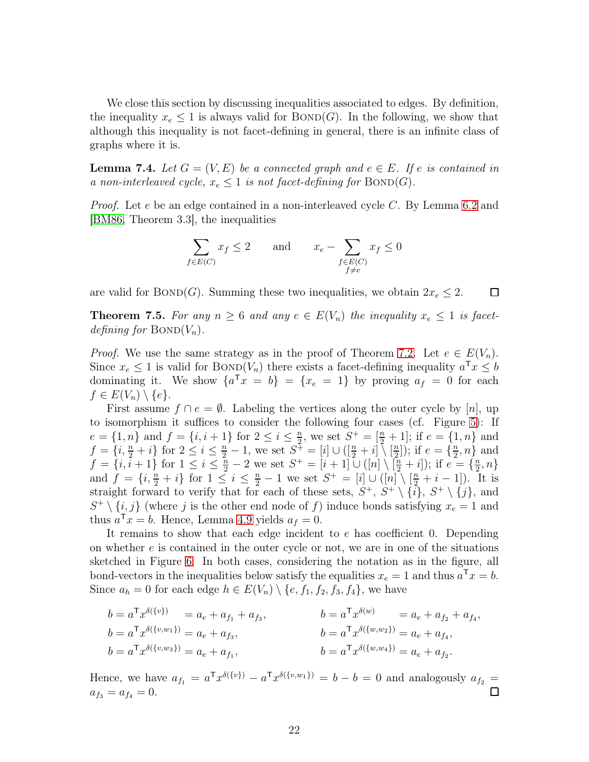We close this section by discussing inequalities associated to edges. By definition, the inequality $x_e \leq 1$ is always valid for $\textsc{Bond}(G)$. In the following, we show that although this inequality is not facet-defining in general, there is an infinite class of graphs where it is.

**Lemma 7.4.** *Let $G = (V, E)$ be a connected graph and $e \in E$. If $e$ is contained in a non-interleaved cycle, $x_e \leq 1$ is not facet-defining for $\textsc{Bond}(G)$.*

*Proof.* Let $e$ be an edge contained in a non-interleaved cycle $C$. By Lemma 6.2 and [BM86, Theorem 3.3], the inequalities

$$\sum_{f \in E(C)} x_f \leq 2 \qquad \text{and} \qquad x_e - \sum_{\substack{f \in E(C)\\ f \neq e}} x_f \leq 0$$

are valid for $\textsc{Bond}(G)$. Summing these two inequalities, we obtain $2x_e \leq 2$. □

**Theorem 7.5.** *For any $n \geq 6$ and any $e \in E(V_n)$ the inequality $x_e \leq 1$ is facet-defining for $\textsc{Bond}(V_n)$.*

*Proof.* We use the same strategy as in the proof of Theorem 7.2. Let $e \in E(V_n)$. Since $x_e \leq 1$ is valid for $\textsc{Bond}(V_n)$ there exists a facet-defining inequality $a^\mathsf{T} x \leq b$ dominating it. We show $\{a^\mathsf{T} x = b\} = \{x_e = 1\}$ by proving $a_f = 0$ for each $f \in E(V_n) \setminus \{e\}$.

First assume $f \cap e = \emptyset$. Labeling the vertices along the outer cycle by $[n]$, up to isomorphism it suffices to consider the following four cases (cf. Figure 5): If $e = \{1, n\}$ and $f = \{i, i+1\}$ for $2 \leq i \leq \frac{n}{2}$, we set $S^+ = [\frac{n}{2} + 1]$; if $e = \{1, n\}$ and $f = \{i, \frac{n}{2} + i\}$ for $2 \leq i \leq \frac{n}{2} - 1$, we set $S^+ = [i] \cup ([\frac{n}{2} + i] \setminus [\frac{n}{2}])$; if $e = \{\frac{n}{2}, n\}$ and $f = \{i, i+1\}$ for $1 \leq i \leq \frac{n}{2} - 2$ we set $S^+ = [i+1] \cup ([n] \setminus [\frac{n}{2} + i])$; if $e = \{\frac{n}{2}, n\}$ and $f = \{i, \frac{n}{2} + i\}$ for $1 \leq i \leq \frac{n}{2} - 1$ we set $S^+ = [i] \cup ([n] \setminus [\frac{n}{2} + i - 1])$. It is straight forward to verify that for each of these sets, $S^+$, $S^+ \setminus \{i\}$, $S^+ \setminus \{j\}$, and $S^+ \setminus \{i, j\}$ (where $j$ is the other end node of $f$) induce bonds satisfying $x_e = 1$ and thus $a^\mathsf{T} x = b$. Hence, Lemma 4.9 yields $a_f = 0$.

It remains to show that each edge incident to $e$ has coefficient 0. Depending on whether $e$ is contained in the outer cycle or not, we are in one of the situations sketched in Figure 6. In both cases, considering the notation as in the figure, all bond-vectors in the inequalities below satisfy the equalities $x_e = 1$ and thus $a^\mathsf{T} x = b$. Since $a_h = 0$ for each edge $h \in E(V_n) \setminus \{e, f_1, f_2, f_3, f_4\}$, we have

$$\begin{aligned}
b &= a^\mathsf{T} x^{\delta(\{v\})} = a_e + a_{f_1} + a_{f_3}, & b &= a^\mathsf{T} x^{\delta(w)} = a_e + a_{f_2} + a_{f_4},\\
b &= a^\mathsf{T} x^{\delta(\{v, w_1\})} = a_e + a_{f_3}, & b &= a^\mathsf{T} x^{\delta(\{w, w_2\})} = a_e + a_{f_4},\\
b &= a^\mathsf{T} x^{\delta(\{v, w_3\})} = a_e + a_{f_1}, & b &= a^\mathsf{T} x^{\delta(\{w, w_4\})} = a_e + a_{f_2}.
\end{aligned}$$

Hence, we have $a_{f_1} = a^\mathsf{T} x^{\delta(\{v\})} - a^\mathsf{T} x^{\delta(\{v, w_1\})} = b - b = 0$ and analogously $a_{f_2} = a_{f_3} = a_{f_4} = 0$. □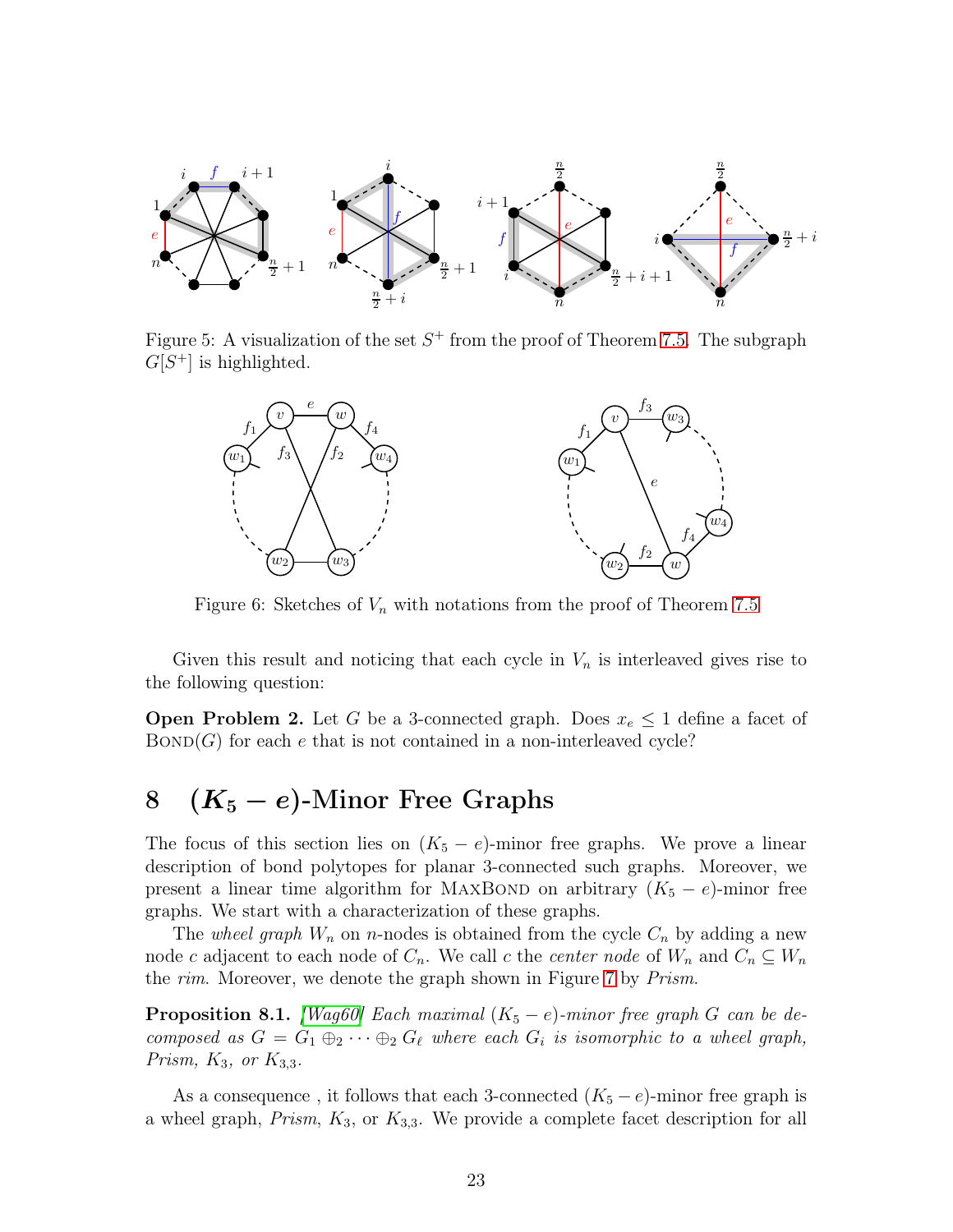Figure 5: A visualization of the set $S^+$ from the proof of Theorem 7.5. The subgraph $G[S^+]$ is highlighted.

Figure 6: Sketches of $V_n$ with notations from the proof of Theorem 7.5

Given this result and noticing that each cycle in $V_n$ is interleaved gives rise to the following question:

**Open Problem 2.** Let $G$ be a 3-connected graph. Does $x_e \leq 1$ define a facet of $\text{BOND}(G)$ for each $e$ that is not contained in a non-interleaved cycle?

# 8 $(K_5 - e)$-Minor Free Graphs

The focus of this section lies on $(K_5 - e)$-minor free graphs. We prove a linear description of bond polytopes for planar 3-connected such graphs. Moreover, we present a linear time algorithm for MAXBOND on arbitrary $(K_5 - e)$-minor free graphs. We start with a characterization of these graphs.

The *wheel graph* $W_n$ on $n$-nodes is obtained from the cycle $C_n$ by adding a new node $c$ adjacent to each node of $C_n$. We call $c$ the *center node* of $W_n$ and $C_n \subseteq W_n$ the *rim*. Moreover, we denote the graph shown in Figure 7 by *Prism*.

**Proposition 8.1.** *[Wag60] Each maximal $(K_5 - e)$-minor free graph $G$ can be decomposed as $G = G_1 \oplus_2 \cdots \oplus_2 G_\ell$ where each $G_i$ is isomorphic to a wheel graph, Prism, $K_3$, or $K_{3,3}$.*

As a consequence , it follows that each 3-connected $(K_5 - e)$-minor free graph is a wheel graph, *Prism*, $K_3$, or $K_{3,3}$. We provide a complete facet description for all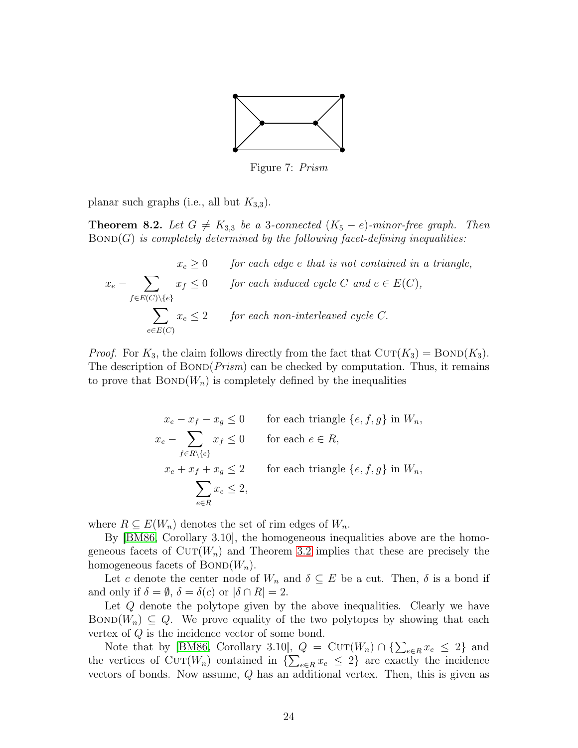Figure 7: *Prism*

planar such graphs (i.e., all but $K_{3,3}$).

**Theorem 8.2.** *Let $G \neq K_{3,3}$ be a 3-connected $(K_5 - e)$-minor-free graph. Then* $\text{Bond}(G)$ *is completely determined by the following facet-defining inequalities:*

$$
\begin{aligned}
x_e &\geq 0 && \textit{for each edge } e \textit{ that is not contained in a triangle,}\\
x_e - \sum_{f \in E(C)\setminus\{e\}} x_f &\leq 0 && \textit{for each induced cycle } C \textit{ and } e \in E(C),\\
\sum_{e \in E(C)} x_e &\leq 2 && \textit{for each non-interleaved cycle } C.
\end{aligned}
$$

*Proof.* For $K_3$, the claim follows directly from the fact that $\text{Cut}(K_3) = \text{Bond}(K_3)$. The description of $\text{Bond}(\textit{Prism})$ can be checked by computation. Thus, it remains to prove that $\text{Bond}(W_n)$ is completely defined by the inequalities

$$
\begin{aligned}
x_e - x_f - x_g &\leq 0 && \text{for each triangle } \{e,f,g\} \text{ in } W_n,\\
x_e - \sum_{f \in R\setminus\{e\}} x_f &\leq 0 && \text{for each } e \in R,\\
x_e + x_f + x_g &\leq 2 && \text{for each triangle } \{e,f,g\} \text{ in } W_n,\\
\sum_{e \in R} x_e &\leq 2,
\end{aligned}
$$

where $R \subseteq E(W_n)$ denotes the set of rim edges of $W_n$.

By [BM86, Corollary 3.10], the homogeneous inequalities above are the homogeneous facets of $\text{Cut}(W_n)$ and Theorem 3.2 implies that these are precisely the homogeneous facets of $\text{Bond}(W_n)$.

Let $c$ denote the center node of $W_n$ and $\delta \subseteq E$ be a cut. Then, $\delta$ is a bond if and only if $\delta = \emptyset$, $\delta = \delta(c)$ or $|\delta \cap R| = 2$.

Let $Q$ denote the polytope given by the above inequalities. Clearly we have $\text{Bond}(W_n) \subseteq Q$. We prove equality of the two polytopes by showing that each vertex of $Q$ is the incidence vector of some bond.

Note that by [BM86, Corollary 3.10], $Q = \text{Cut}(W_n) \cap \{\sum_{e \in R} x_e \leq 2\}$ and the vertices of $\text{Cut}(W_n)$ contained in $\{\sum_{e \in R} x_e \leq 2\}$ are exactly the incidence vectors of bonds. Now assume, $Q$ has an additional vertex. Then, this is given as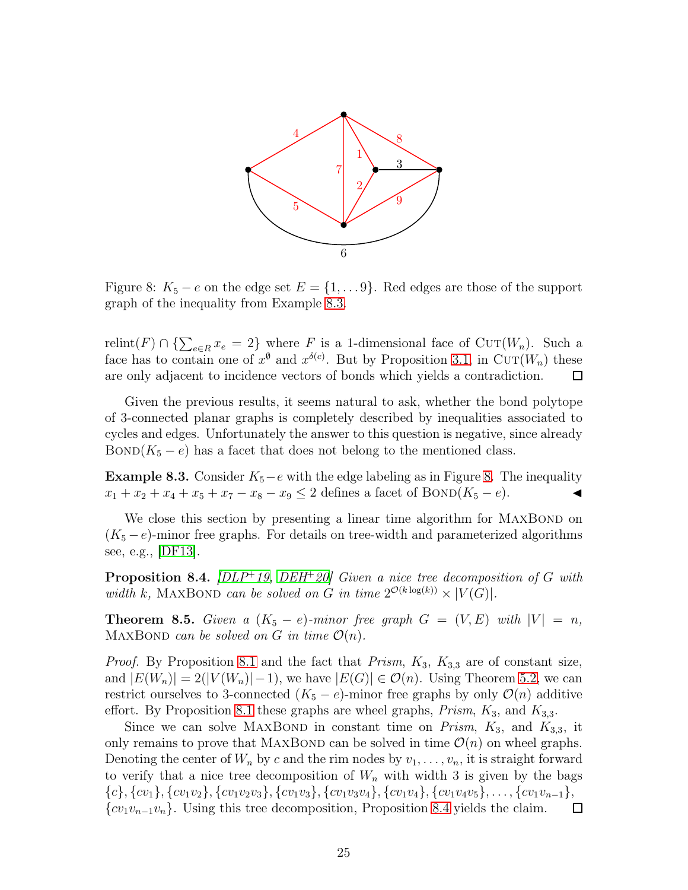Figure 8: $K_5 - e$ on the edge set $E = \{1, \dots 9\}$. Red edges are those of the support graph of the inequality from Example 8.3.

$\operatorname{relint}(F) \cap \{\sum_{e \in R} x_e = 2\}$ where $F$ is a 1-dimensional face of $\textsc{Cut}(W_n)$. Such a face has to contain one of $x^{\emptyset}$ and $x^{\delta(c)}$. But by Proposition 3.1, in $\textsc{Cut}(W_n)$ these are only adjacent to incidence vectors of bonds which yields a contradiction. □

Given the previous results, it seems natural to ask, whether the bond polytope of 3-connected planar graphs is completely described by inequalities associated to cycles and edges. Unfortunately the answer to this question is negative, since already $\textsc{Bond}(K_5 - e)$ has a facet that does not belong to the mentioned class.

**Example 8.3.** Consider $K_5 - e$ with the edge labeling as in Figure 8. The inequality $x_1 + x_2 + x_4 + x_5 + x_7 - x_8 - x_9 \leq 2$ defines a facet of $\textsc{Bond}(K_5 - e)$. ◀

We close this section by presenting a linear time algorithm for $\textsc{MaxBond}$ on $(K_5 - e)$-minor free graphs. For details on tree-width and parameterized algorithms see, e.g., [DF13].

**Proposition 8.4.** *[DLP+19, DEH+20] Given a nice tree decomposition of $G$ with width $k$,* $\textsc{MaxBond}$ *can be solved on $G$ in time $2^{\mathcal{O}(k \log(k))} \times |V(G)|$.*

**Theorem 8.5.** *Given a $(K_5 - e)$-minor free graph $G = (V, E)$ with $|V| = n$,* $\textsc{MaxBond}$ *can be solved on $G$ in time $\mathcal{O}(n)$.*

*Proof.* By Proposition 8.1 and the fact that *Prism*, $K_3$, $K_{3,3}$ are of constant size, and $|E(W_n)| = 2(|V(W_n)| - 1)$, we have $|E(G)| \in \mathcal{O}(n)$. Using Theorem 5.2, we can restrict ourselves to 3-connected $(K_5 - e)$-minor free graphs by only $\mathcal{O}(n)$ additive effort. By Proposition 8.1 these graphs are wheel graphs, *Prism*, $K_3$, and $K_{3,3}$.

Since we can solve $\textsc{MaxBond}$ in constant time on *Prism*, $K_3$, and $K_{3,3}$, it only remains to prove that $\textsc{MaxBond}$ can be solved in time $\mathcal{O}(n)$ on wheel graphs. Denoting the center of $W_n$ by $c$ and the rim nodes by $v_1, \dots, v_n$, it is straight forward to verify that a nice tree decomposition of $W_n$ with width 3 is given by the bags $\{c\}, \{cv_1\}, \{cv_1v_2\}, \{cv_1v_2v_3\}, \{cv_1v_3\}, \{cv_1v_3v_4\}, \{cv_1v_4\}, \{cv_1v_4v_5\}, \dots, \{cv_1v_{n-1}\}$, $\{cv_1v_{n-1}v_n\}$. Using this tree decomposition, Proposition 8.4 yields the claim. □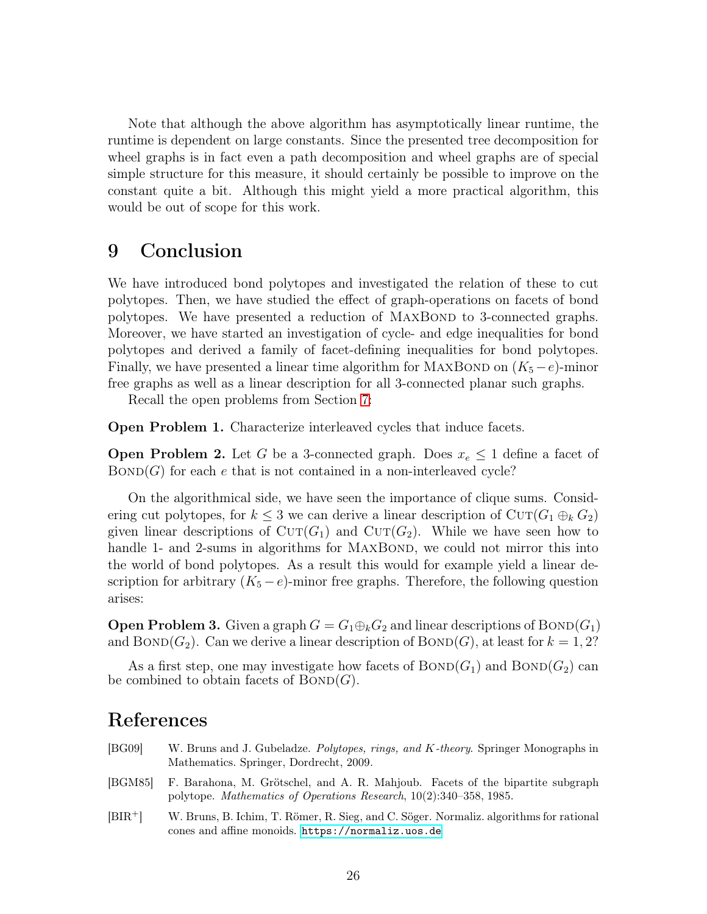Note that although the above algorithm has asymptotically linear runtime, the runtime is dependent on large constants. Since the presented tree decomposition for wheel graphs is in fact even a path decomposition and wheel graphs are of special simple structure for this measure, it should certainly be possible to improve on the constant quite a bit. Although this might yield a more practical algorithm, this would be out of scope for this work.

# 9 Conclusion

We have introduced bond polytopes and investigated the relation of these to cut polytopes. Then, we have studied the effect of graph-operations on facets of bond polytopes. We have presented a reduction of MaxBond to 3-connected graphs. Moreover, we have started an investigation of cycle- and edge inequalities for bond polytopes and derived a family of facet-defining inequalities for bond polytopes. Finally, we have presented a linear time algorithm for MaxBond on $(K_5 - e)$-minor free graphs as well as a linear description for all 3-connected planar such graphs.

Recall the open problems from Section 7:

**Open Problem 1.** Characterize interleaved cycles that induce facets.

**Open Problem 2.** Let $G$ be a 3-connected graph. Does $x_e \leq 1$ define a facet of $\text{Bond}(G)$ for each $e$ that is not contained in a non-interleaved cycle?

On the algorithmical side, we have seen the importance of clique sums. Considering cut polytopes, for $k \leq 3$ we can derive a linear description of $\text{Cut}(G_1 \oplus_k G_2)$ given linear descriptions of $\text{Cut}(G_1)$ and $\text{Cut}(G_2)$. While we have seen how to handle 1- and 2-sums in algorithms for MaxBond, we could not mirror this into the world of bond polytopes. As a result this would for example yield a linear description for arbitrary $(K_5 - e)$-minor free graphs. Therefore, the following question arises:

**Open Problem 3.** Given a graph $G = G_1 \oplus_k G_2$ and linear descriptions of $\text{Bond}(G_1)$ and $\text{Bond}(G_2)$. Can we derive a linear description of $\text{Bond}(G)$, at least for $k = 1, 2$?

As a first step, one may investigate how facets of $\text{Bond}(G_1)$ and $\text{Bond}(G_2)$ can be combined to obtain facets of $\text{Bond}(G)$.

# References

[BG09] W. Bruns and J. Gubeladze. *Polytopes, rings, and K-theory*. Springer Monographs in Mathematics. Springer, Dordrecht, 2009.

[BGM85] F. Barahona, M. Grötschel, and A. R. Mahjoub. Facets of the bipartite subgraph polytope. *Mathematics of Operations Research*, 10(2):340–358, 1985.

[BIR+] W. Bruns, B. Ichim, T. Römer, R. Sieg, and C. Söger. Normaliz. algorithms for rational cones and affine monoids. https://normaliz.uos.de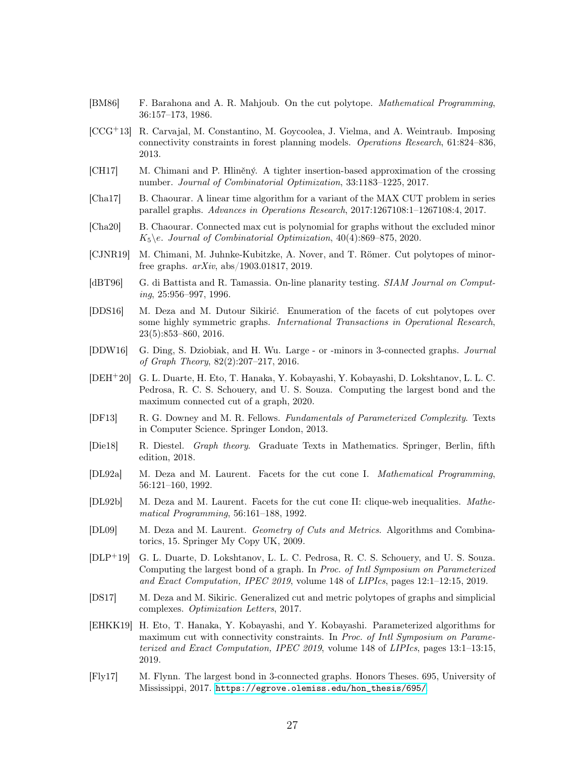[BM86] F. Barahona and A. R. Mahjoub. On the cut polytope. *Mathematical Programming*, 36:157–173, 1986.

[CCG+13] R. Carvajal, M. Constantino, M. Goycoolea, J. Vielma, and A. Weintraub. Imposing connectivity constraints in forest planning models. *Operations Research*, 61:824–836, 2013.

[CH17] M. Chimani and P. Hliněný. A tighter insertion-based approximation of the crossing number. *Journal of Combinatorial Optimization*, 33:1183–1225, 2017.

[Cha17] B. Chaourar. A linear time algorithm for a variant of the MAX CUT problem in series parallel graphs. *Advances in Operations Research*, 2017:1267108:1–1267108:4, 2017.

[Cha20] B. Chaourar. Connected max cut is polynomial for graphs without the excluded minor $K_5\backslash e$. *Journal of Combinatorial Optimization*, 40(4):869–875, 2020.

[CJNR19] M. Chimani, M. Juhnke-Kubitzke, A. Nover, and T. Römer. Cut polytopes of minor-free graphs. *arXiv*, abs/1903.01817, 2019.

[dBT96] G. di Battista and R. Tamassia. On-line planarity testing. *SIAM Journal on Computing*, 25:956–997, 1996.

[DDS16] M. Deza and M. Dutour Sikirić. Enumeration of the facets of cut polytopes over some highly symmetric graphs. *International Transactions in Operational Research*, 23(5):853–860, 2016.

[DDW16] G. Ding, S. Dziobiak, and H. Wu. Large - or -minors in 3-connected graphs. *Journal of Graph Theory*, 82(2):207–217, 2016.

[DEH+20] G. L. Duarte, H. Eto, T. Hanaka, Y. Kobayashi, Y. Kobayashi, D. Lokshtanov, L. L. C. Pedrosa, R. C. S. Schouery, and U. S. Souza. Computing the largest bond and the maximum connected cut of a graph, 2020.

[DF13] R. G. Downey and M. R. Fellows. *Fundamentals of Parameterized Complexity*. Texts in Computer Science. Springer London, 2013.

[Die18] R. Diestel. *Graph theory*. Graduate Texts in Mathematics. Springer, Berlin, fifth edition, 2018.

[DL92a] M. Deza and M. Laurent. Facets for the cut cone I. *Mathematical Programming*, 56:121–160, 1992.

[DL92b] M. Deza and M. Laurent. Facets for the cut cone II: clique-web inequalities. *Mathematical Programming*, 56:161–188, 1992.

[DL09] M. Deza and M. Laurent. *Geometry of Cuts and Metrics*. Algorithms and Combinatorics, 15. Springer My Copy UK, 2009.

[DLP+19] G. L. Duarte, D. Lokshtanov, L. L. C. Pedrosa, R. C. S. Schouery, and U. S. Souza. Computing the largest bond of a graph. In *Proc. of Intl Symposium on Parameterized and Exact Computation, IPEC 2019*, volume 148 of *LIPIcs*, pages 12:1–12:15, 2019.

[DS17] M. Deza and M. Sikiric. Generalized cut and metric polytopes of graphs and simplicial complexes. *Optimization Letters*, 2017.

[EHKK19] H. Eto, T. Hanaka, Y. Kobayashi, and Y. Kobayashi. Parameterized algorithms for maximum cut with connectivity constraints. In *Proc. of Intl Symposium on Parameterized and Exact Computation, IPEC 2019*, volume 148 of *LIPIcs*, pages 13:1–13:15, 2019.

[Fly17] M. Flynn. The largest bond in 3-connected graphs. Honors Theses. 695, University of Mississippi, 2017. https://egrove.olemiss.edu/hon_thesis/695/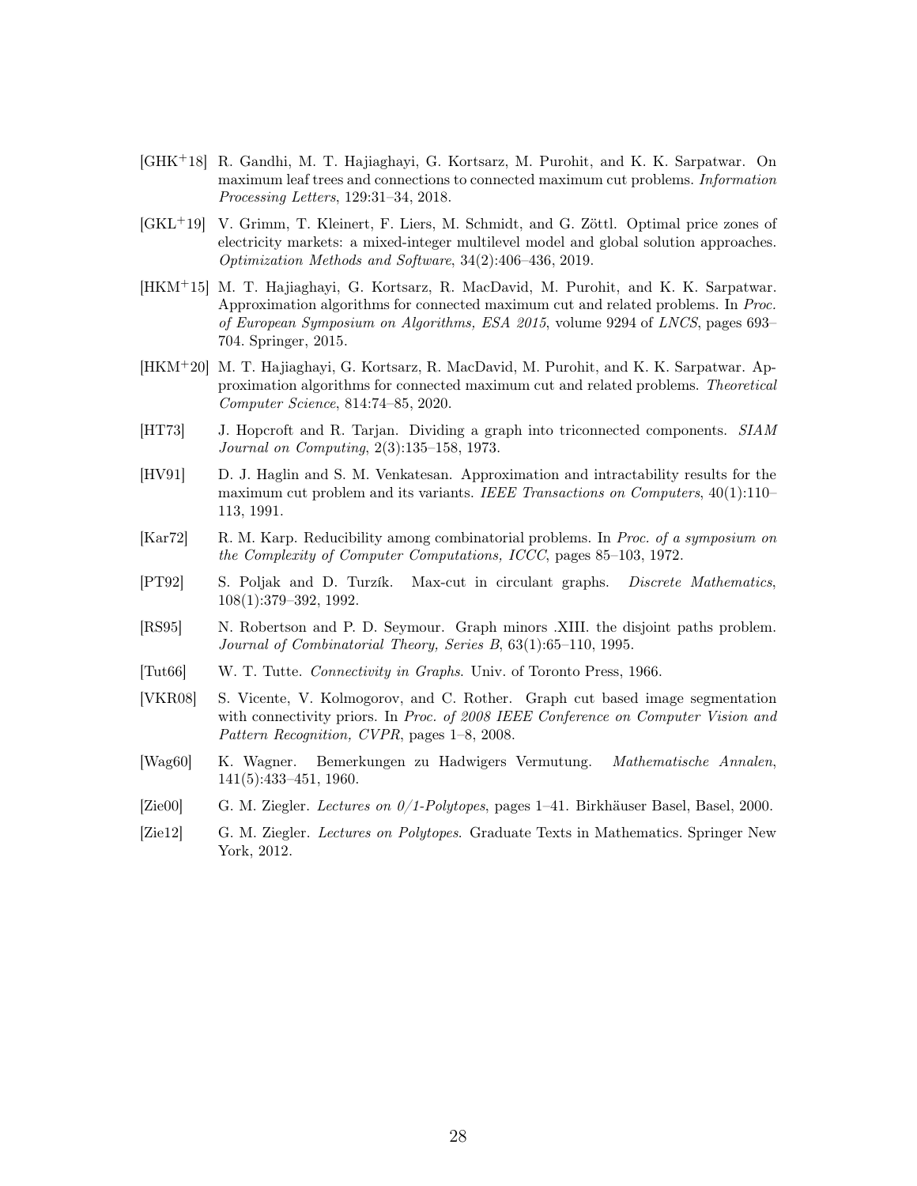[GHK+18] R. Gandhi, M. T. Hajiaghayi, G. Kortsarz, M. Purohit, and K. K. Sarpatwar. On maximum leaf trees and connections to connected maximum cut problems. *Information Processing Letters*, 129:31–34, 2018.

[GKL+19] V. Grimm, T. Kleinert, F. Liers, M. Schmidt, and G. Zöttl. Optimal price zones of electricity markets: a mixed-integer multilevel model and global solution approaches. *Optimization Methods and Software*, 34(2):406–436, 2019.

[HKM+15] M. T. Hajiaghayi, G. Kortsarz, R. MacDavid, M. Purohit, and K. K. Sarpatwar. Approximation algorithms for connected maximum cut and related problems. In *Proc. of European Symposium on Algorithms, ESA 2015*, volume 9294 of *LNCS*, pages 693–704. Springer, 2015.

[HKM+20] M. T. Hajiaghayi, G. Kortsarz, R. MacDavid, M. Purohit, and K. K. Sarpatwar. Approximation algorithms for connected maximum cut and related problems. *Theoretical Computer Science*, 814:74–85, 2020.

[HT73] J. Hopcroft and R. Tarjan. Dividing a graph into triconnected components. *SIAM Journal on Computing*, 2(3):135–158, 1973.

[HV91] D. J. Haglin and S. M. Venkatesan. Approximation and intractability results for the maximum cut problem and its variants. *IEEE Transactions on Computers*, 40(1):110–113, 1991.

[Kar72] R. M. Karp. Reducibility among combinatorial problems. In *Proc. of a symposium on the Complexity of Computer Computations, ICCC*, pages 85–103, 1972.

[PT92] S. Poljak and D. Turzík. Max-cut in circulant graphs. *Discrete Mathematics*, 108(1):379–392, 1992.

[RS95] N. Robertson and P. D. Seymour. Graph minors .XIII. the disjoint paths problem. *Journal of Combinatorial Theory, Series B*, 63(1):65–110, 1995.

[Tut66] W. T. Tutte. *Connectivity in Graphs*. Univ. of Toronto Press, 1966.

[VKR08] S. Vicente, V. Kolmogorov, and C. Rother. Graph cut based image segmentation with connectivity priors. In *Proc. of 2008 IEEE Conference on Computer Vision and Pattern Recognition, CVPR*, pages 1–8, 2008.

[Wag60] K. Wagner. Bemerkungen zu Hadwigers Vermutung. *Mathematische Annalen*, 141(5):433–451, 1960.

[Zie00] G. M. Ziegler. *Lectures on 0/1-Polytopes*, pages 1–41. Birkhäuser Basel, Basel, 2000.

[Zie12] G. M. Ziegler. *Lectures on Polytopes*. Graduate Texts in Mathematics. Springer New York, 2012.